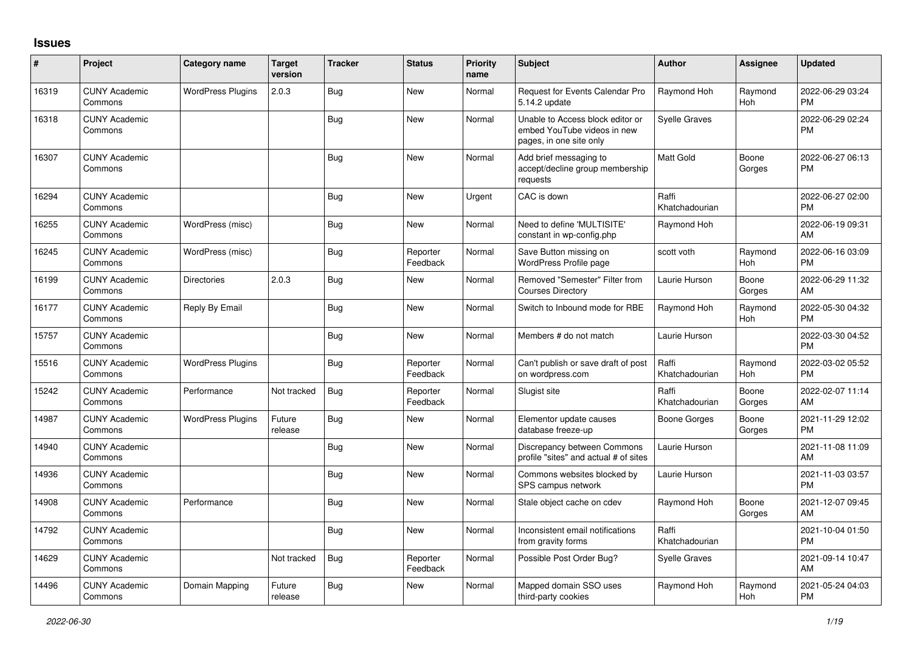## Issues

| # | Project | Category name | Target version | Tracker | Status | Priority name | Subject | Author | Assignee | Updated |
|---|---|---|---|---|---|---|---|---|---|---|
| 16319 | CUNY Academic Commons | WordPress Plugins | 2.0.3 | Bug | New | Normal | Request for Events Calendar Pro 5.14.2 update | Raymond Hoh | Raymond Hoh | 2022-06-29 03:24 PM |
| 16318 | CUNY Academic Commons | | | Bug | New | Normal | Unable to Access block editor or embed YouTube videos in new pages, in one site only | Syelle Graves | | 2022-06-29 02:24 PM |
| 16307 | CUNY Academic Commons | | | Bug | New | Normal | Add brief messaging to accept/decline group membership requests | Matt Gold | Boone Gorges | 2022-06-27 06:13 PM |
| 16294 | CUNY Academic Commons | | | Bug | New | Urgent | CAC is down | Raffi Khatchadourian | | 2022-06-27 02:00 PM |
| 16255 | CUNY Academic Commons | WordPress (misc) | | Bug | New | Normal | Need to define 'MULTISITE' constant in wp-config.php | Raymond Hoh | | 2022-06-19 09:31 AM |
| 16245 | CUNY Academic Commons | WordPress (misc) | | Bug | Reporter Feedback | Normal | Save Button missing on WordPress Profile page | scott voth | Raymond Hoh | 2022-06-16 03:09 PM |
| 16199 | CUNY Academic Commons | Directories | 2.0.3 | Bug | New | Normal | Removed "Semester" Filter from Courses Directory | Laurie Hurson | Boone Gorges | 2022-06-29 11:32 AM |
| 16177 | CUNY Academic Commons | Reply By Email | | Bug | New | Normal | Switch to Inbound mode for RBE | Raymond Hoh | Raymond Hoh | 2022-05-30 04:32 PM |
| 15757 | CUNY Academic Commons | | | Bug | New | Normal | Members # do not match | Laurie Hurson | | 2022-03-30 04:52 PM |
| 15516 | CUNY Academic Commons | WordPress Plugins | | Bug | Reporter Feedback | Normal | Can't publish or save draft of post on wordpress.com | Raffi Khatchadourian | Raymond Hoh | 2022-03-02 05:52 PM |
| 15242 | CUNY Academic Commons | Performance | Not tracked | Bug | Reporter Feedback | Normal | Slugist site | Raffi Khatchadourian | Boone Gorges | 2022-02-07 11:14 AM |
| 14987 | CUNY Academic Commons | WordPress Plugins | Future release | Bug | New | Normal | Elementor update causes database freeze-up | Boone Gorges | Boone Gorges | 2021-11-29 12:02 PM |
| 14940 | CUNY Academic Commons | | | Bug | New | Normal | Discrepancy between Commons profile "sites" and actual # of sites | Laurie Hurson | | 2021-11-08 11:09 AM |
| 14936 | CUNY Academic Commons | | | Bug | New | Normal | Commons websites blocked by SPS campus network | Laurie Hurson | | 2021-11-03 03:57 PM |
| 14908 | CUNY Academic Commons | Performance | | Bug | New | Normal | Stale object cache on cdev | Raymond Hoh | Boone Gorges | 2021-12-07 09:45 AM |
| 14792 | CUNY Academic Commons | | | Bug | New | Normal | Inconsistent email notifications from gravity forms | Raffi Khatchadourian | | 2021-10-04 01:50 PM |
| 14629 | CUNY Academic Commons | | Not tracked | Bug | Reporter Feedback | Normal | Possible Post Order Bug? | Syelle Graves | | 2021-09-14 10:47 AM |
| 14496 | CUNY Academic Commons | Domain Mapping | Future release | Bug | New | Normal | Mapped domain SSO uses third-party cookies | Raymond Hoh | Raymond Hoh | 2021-05-24 04:03 PM |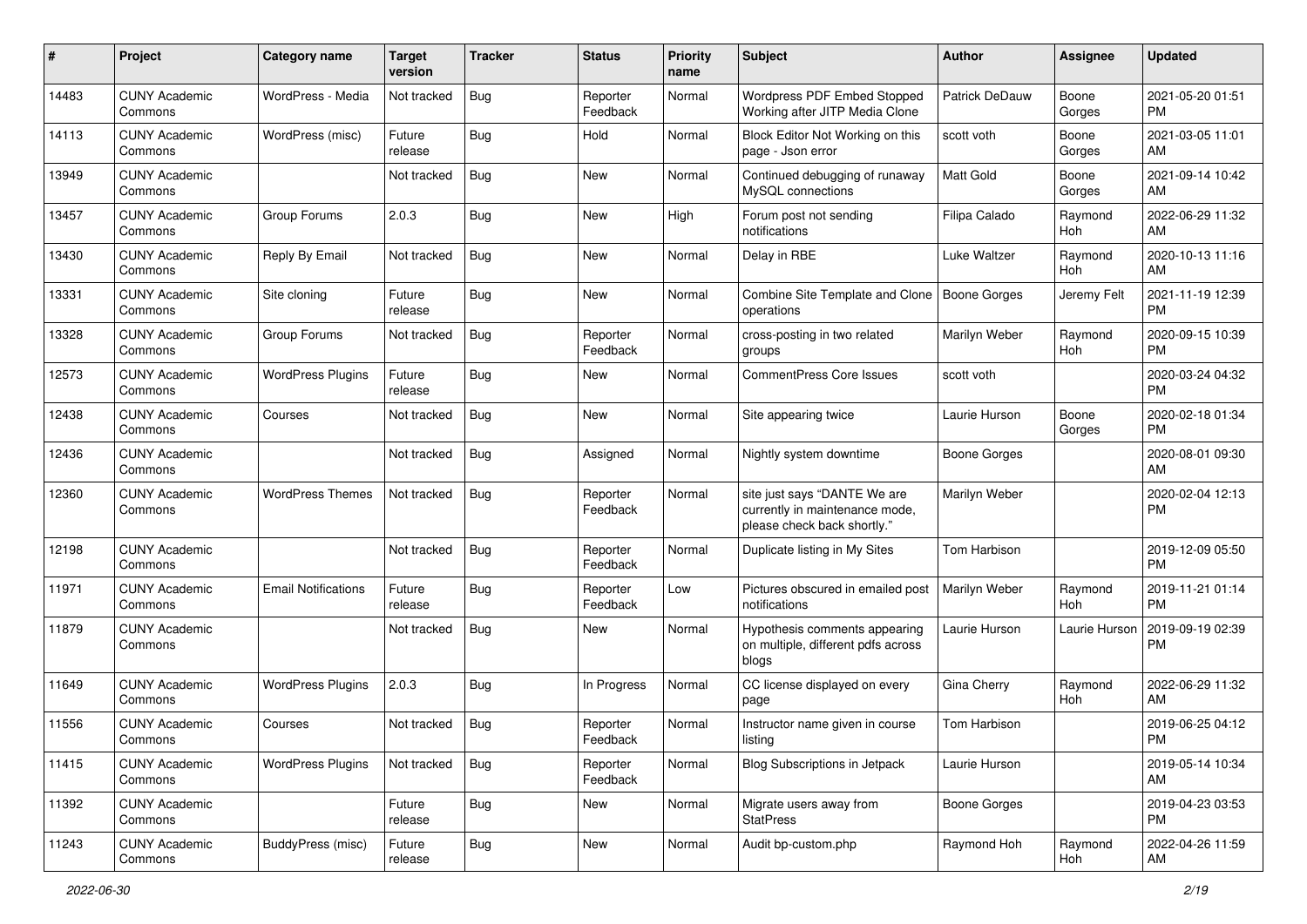| # | Project | Category name | Target version | Tracker | Status | Priority name | Subject | Author | Assignee | Updated |
|---|---|---|---|---|---|---|---|---|---|---|
| 14483 | CUNY Academic Commons | WordPress - Media | Not tracked | Bug | Reporter Feedback | Normal | Wordpress PDF Embed Stopped Working after JITP Media Clone | Patrick DeDauw | Boone Gorges | 2021-05-20 01:51 PM |
| 14113 | CUNY Academic Commons | WordPress (misc) | Future release | Bug | Hold | Normal | Block Editor Not Working on this page - Json error | scott voth | Boone Gorges | 2021-03-05 11:01 AM |
| 13949 | CUNY Academic Commons | | Not tracked | Bug | New | Normal | Continued debugging of runaway MySQL connections | Matt Gold | Boone Gorges | 2021-09-14 10:42 AM |
| 13457 | CUNY Academic Commons | Group Forums | 2.0.3 | Bug | New | High | Forum post not sending notifications | Filipa Calado | Raymond Hoh | 2022-06-29 11:32 AM |
| 13430 | CUNY Academic Commons | Reply By Email | Not tracked | Bug | New | Normal | Delay in RBE | Luke Waltzer | Raymond Hoh | 2020-10-13 11:16 AM |
| 13331 | CUNY Academic Commons | Site cloning | Future release | Bug | New | Normal | Combine Site Template and Clone operations | Boone Gorges | Jeremy Felt | 2021-11-19 12:39 PM |
| 13328 | CUNY Academic Commons | Group Forums | Not tracked | Bug | Reporter Feedback | Normal | cross-posting in two related groups | Marilyn Weber | Raymond Hoh | 2020-09-15 10:39 PM |
| 12573 | CUNY Academic Commons | WordPress Plugins | Future release | Bug | New | Normal | CommentPress Core Issues | scott voth | | 2020-03-24 04:32 PM |
| 12438 | CUNY Academic Commons | Courses | Not tracked | Bug | New | Normal | Site appearing twice | Laurie Hurson | Boone Gorges | 2020-02-18 01:34 PM |
| 12436 | CUNY Academic Commons | | Not tracked | Bug | Assigned | Normal | Nightly system downtime | Boone Gorges | | 2020-08-01 09:30 AM |
| 12360 | CUNY Academic Commons | WordPress Themes | Not tracked | Bug | Reporter Feedback | Normal | site just says "DANTE We are currently in maintenance mode, please check back shortly." | Marilyn Weber | | 2020-02-04 12:13 PM |
| 12198 | CUNY Academic Commons | | Not tracked | Bug | Reporter Feedback | Normal | Duplicate listing in My Sites | Tom Harbison | | 2019-12-09 05:50 PM |
| 11971 | CUNY Academic Commons | Email Notifications | Future release | Bug | Reporter Feedback | Low | Pictures obscured in emailed post notifications | Marilyn Weber | Raymond Hoh | 2019-11-21 01:14 PM |
| 11879 | CUNY Academic Commons | | Not tracked | Bug | New | Normal | Hypothesis comments appearing on multiple, different pdfs across blogs | Laurie Hurson | Laurie Hurson | 2019-09-19 02:39 PM |
| 11649 | CUNY Academic Commons | WordPress Plugins | 2.0.3 | Bug | In Progress | Normal | CC license displayed on every page | Gina Cherry | Raymond Hoh | 2022-06-29 11:32 AM |
| 11556 | CUNY Academic Commons | Courses | Not tracked | Bug | Reporter Feedback | Normal | Instructor name given in course listing | Tom Harbison | | 2019-06-25 04:12 PM |
| 11415 | CUNY Academic Commons | WordPress Plugins | Not tracked | Bug | Reporter Feedback | Normal | Blog Subscriptions in Jetpack | Laurie Hurson | | 2019-05-14 10:34 AM |
| 11392 | CUNY Academic Commons | | Future release | Bug | New | Normal | Migrate users away from StatPress | Boone Gorges | | 2019-04-23 03:53 PM |
| 11243 | CUNY Academic Commons | BuddyPress (misc) | Future release | Bug | New | Normal | Audit bp-custom.php | Raymond Hoh | Raymond Hoh | 2022-04-26 11:59 AM |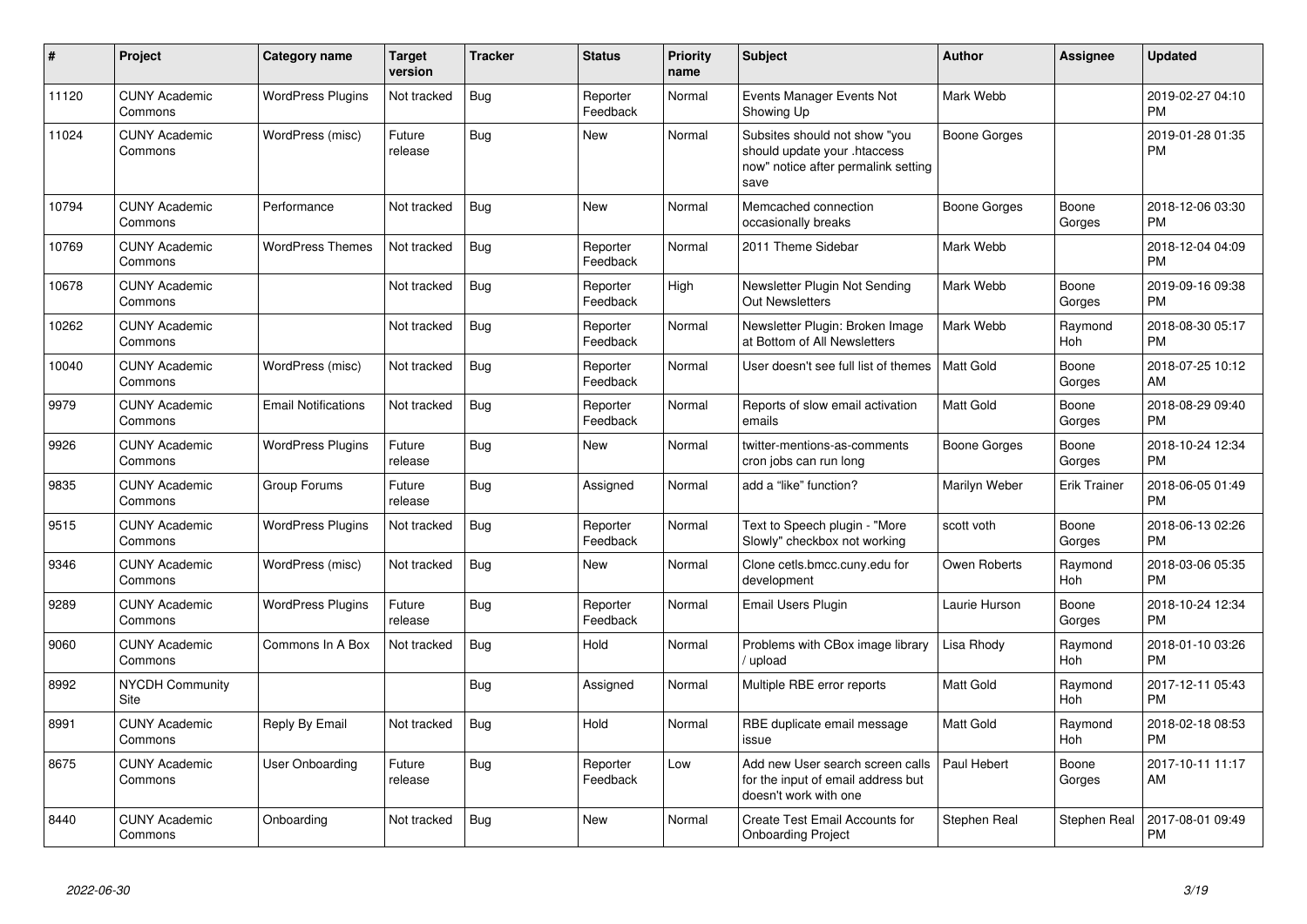| # | Project | Category name | Target version | Tracker | Status | Priority name | Subject | Author | Assignee | Updated |
|---|---|---|---|---|---|---|---|---|---|---|
| 11120 | CUNY Academic Commons | WordPress Plugins | Not tracked | Bug | Reporter Feedback | Normal | Events Manager Events Not Showing Up | Mark Webb | | 2019-02-27 04:10 PM |
| 11024 | CUNY Academic Commons | WordPress (misc) | Future release | Bug | New | Normal | Subsites should not show "you should update your .htaccess now" notice after permalink setting save | Boone Gorges | | 2019-01-28 01:35 PM |
| 10794 | CUNY Academic Commons | Performance | Not tracked | Bug | New | Normal | Memcached connection occasionally breaks | Boone Gorges | Boone Gorges | 2018-12-06 03:30 PM |
| 10769 | CUNY Academic Commons | WordPress Themes | Not tracked | Bug | Reporter Feedback | Normal | 2011 Theme Sidebar | Mark Webb | | 2018-12-04 04:09 PM |
| 10678 | CUNY Academic Commons | | Not tracked | Bug | Reporter Feedback | High | Newsletter Plugin Not Sending Out Newsletters | Mark Webb | Boone Gorges | 2019-09-16 09:38 PM |
| 10262 | CUNY Academic Commons | | Not tracked | Bug | Reporter Feedback | Normal | Newsletter Plugin: Broken Image at Bottom of All Newsletters | Mark Webb | Raymond Hoh | 2018-08-30 05:17 PM |
| 10040 | CUNY Academic Commons | WordPress (misc) | Not tracked | Bug | Reporter Feedback | Normal | User doesn't see full list of themes | Matt Gold | Boone Gorges | 2018-07-25 10:12 AM |
| 9979 | CUNY Academic Commons | Email Notifications | Not tracked | Bug | Reporter Feedback | Normal | Reports of slow email activation emails | Matt Gold | Boone Gorges | 2018-08-29 09:40 PM |
| 9926 | CUNY Academic Commons | WordPress Plugins | Future release | Bug | New | Normal | twitter-mentions-as-comments cron jobs can run long | Boone Gorges | Boone Gorges | 2018-10-24 12:34 PM |
| 9835 | CUNY Academic Commons | Group Forums | Future release | Bug | Assigned | Normal | add a "like" function? | Marilyn Weber | Erik Trainer | 2018-06-05 01:49 PM |
| 9515 | CUNY Academic Commons | WordPress Plugins | Not tracked | Bug | Reporter Feedback | Normal | Text to Speech plugin - "More Slowly" checkbox not working | scott voth | Boone Gorges | 2018-06-13 02:26 PM |
| 9346 | CUNY Academic Commons | WordPress (misc) | Not tracked | Bug | New | Normal | Clone cetls.bmcc.cuny.edu for development | Owen Roberts | Raymond Hoh | 2018-03-06 05:35 PM |
| 9289 | CUNY Academic Commons | WordPress Plugins | Future release | Bug | Reporter Feedback | Normal | Email Users Plugin | Laurie Hurson | Boone Gorges | 2018-10-24 12:34 PM |
| 9060 | CUNY Academic Commons | Commons In A Box | Not tracked | Bug | Hold | Normal | Problems with CBox image library / upload | Lisa Rhody | Raymond Hoh | 2018-01-10 03:26 PM |
| 8992 | NYCDH Community Site | | | Bug | Assigned | Normal | Multiple RBE error reports | Matt Gold | Raymond Hoh | 2017-12-11 05:43 PM |
| 8991 | CUNY Academic Commons | Reply By Email | Not tracked | Bug | Hold | Normal | RBE duplicate email message issue | Matt Gold | Raymond Hoh | 2018-02-18 08:53 PM |
| 8675 | CUNY Academic Commons | User Onboarding | Future release | Bug | Reporter Feedback | Low | Add new User search screen calls for the input of email address but doesn't work with one | Paul Hebert | Boone Gorges | 2017-10-11 11:17 AM |
| 8440 | CUNY Academic Commons | Onboarding | Not tracked | Bug | New | Normal | Create Test Email Accounts for Onboarding Project | Stephen Real | Stephen Real | 2017-08-01 09:49 PM |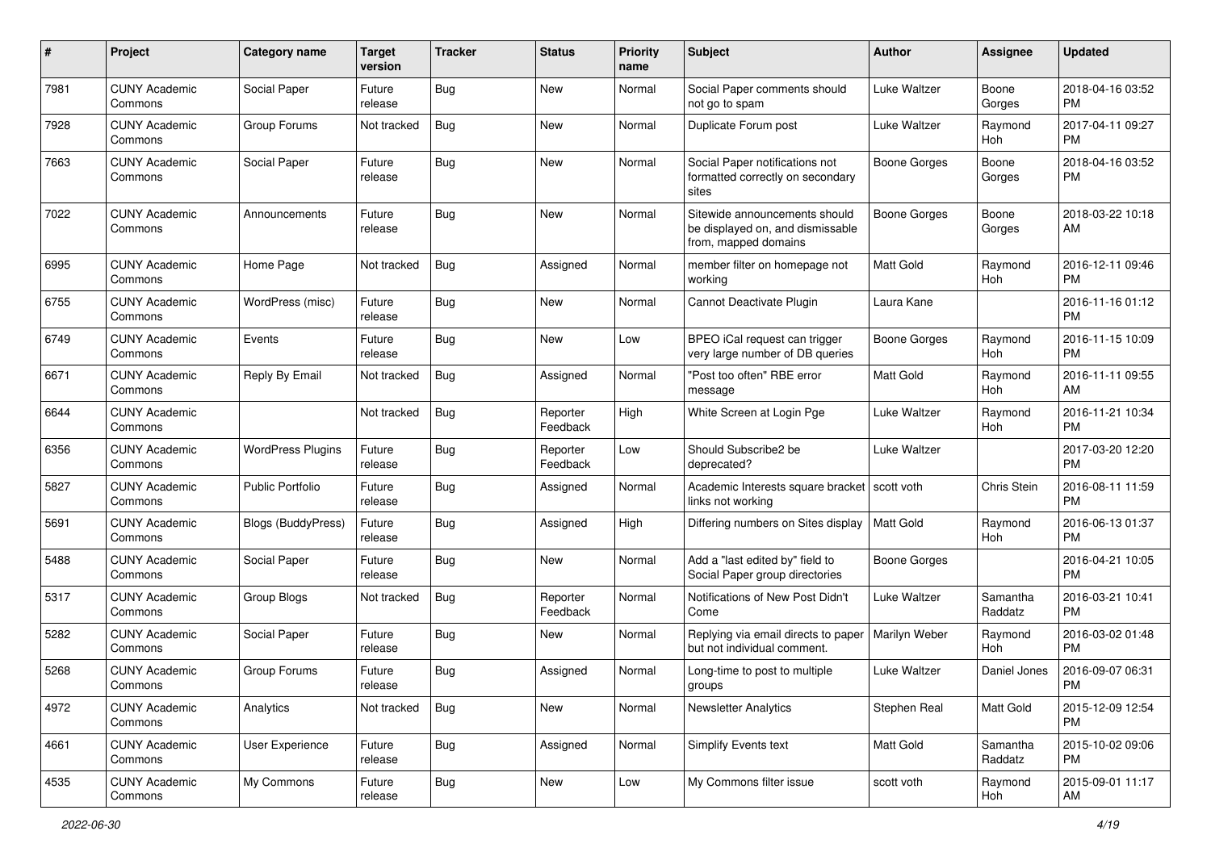| # | Project | Category name | Target version | Tracker | Status | Priority name | Subject | Author | Assignee | Updated |
|---|---|---|---|---|---|---|---|---|---|---|
| 7981 | CUNY Academic Commons | Social Paper | Future release | Bug | New | Normal | Social Paper comments should not go to spam | Luke Waltzer | Boone Gorges | 2018-04-16 03:52 PM |
| 7928 | CUNY Academic Commons | Group Forums | Not tracked | Bug | New | Normal | Duplicate Forum post | Luke Waltzer | Raymond Hoh | 2017-04-11 09:27 PM |
| 7663 | CUNY Academic Commons | Social Paper | Future release | Bug | New | Normal | Social Paper notifications not formatted correctly on secondary sites | Boone Gorges | Boone Gorges | 2018-04-16 03:52 PM |
| 7022 | CUNY Academic Commons | Announcements | Future release | Bug | New | Normal | Sitewide announcements should be displayed on, and dismissable from, mapped domains | Boone Gorges | Boone Gorges | 2018-03-22 10:18 AM |
| 6995 | CUNY Academic Commons | Home Page | Not tracked | Bug | Assigned | Normal | member filter on homepage not working | Matt Gold | Raymond Hoh | 2016-12-11 09:46 PM |
| 6755 | CUNY Academic Commons | WordPress (misc) | Future release | Bug | New | Normal | Cannot Deactivate Plugin | Laura Kane | | 2016-11-16 01:12 PM |
| 6749 | CUNY Academic Commons | Events | Future release | Bug | New | Low | BPEO iCal request can trigger very large number of DB queries | Boone Gorges | Raymond Hoh | 2016-11-15 10:09 PM |
| 6671 | CUNY Academic Commons | Reply By Email | Not tracked | Bug | Assigned | Normal | "Post too often" RBE error message | Matt Gold | Raymond Hoh | 2016-11-11 09:55 AM |
| 6644 | CUNY Academic Commons | | Not tracked | Bug | Reporter Feedback | High | White Screen at Login Pge | Luke Waltzer | Raymond Hoh | 2016-11-21 10:34 PM |
| 6356 | CUNY Academic Commons | WordPress Plugins | Future release | Bug | Reporter Feedback | Low | Should Subscribe2 be deprecated? | Luke Waltzer | | 2017-03-20 12:20 PM |
| 5827 | CUNY Academic Commons | Public Portfolio | Future release | Bug | Assigned | Normal | Academic Interests square bracket links not working | scott voth | Chris Stein | 2016-08-11 11:59 PM |
| 5691 | CUNY Academic Commons | Blogs (BuddyPress) | Future release | Bug | Assigned | High | Differing numbers on Sites display | Matt Gold | Raymond Hoh | 2016-06-13 01:37 PM |
| 5488 | CUNY Academic Commons | Social Paper | Future release | Bug | New | Normal | Add a "last edited by" field to Social Paper group directories | Boone Gorges | | 2016-04-21 10:05 PM |
| 5317 | CUNY Academic Commons | Group Blogs | Not tracked | Bug | Reporter Feedback | Normal | Notifications of New Post Didn't Come | Luke Waltzer | Samantha Raddatz | 2016-03-21 10:41 PM |
| 5282 | CUNY Academic Commons | Social Paper | Future release | Bug | New | Normal | Replying via email directs to paper but not individual comment. | Marilyn Weber | Raymond Hoh | 2016-03-02 01:48 PM |
| 5268 | CUNY Academic Commons | Group Forums | Future release | Bug | Assigned | Normal | Long-time to post to multiple groups | Luke Waltzer | Daniel Jones | 2016-09-07 06:31 PM |
| 4972 | CUNY Academic Commons | Analytics | Not tracked | Bug | New | Normal | Newsletter Analytics | Stephen Real | Matt Gold | 2015-12-09 12:54 PM |
| 4661 | CUNY Academic Commons | User Experience | Future release | Bug | Assigned | Normal | Simplify Events text | Matt Gold | Samantha Raddatz | 2015-10-02 09:06 PM |
| 4535 | CUNY Academic Commons | My Commons | Future release | Bug | New | Low | My Commons filter issue | scott voth | Raymond Hoh | 2015-09-01 11:17 AM |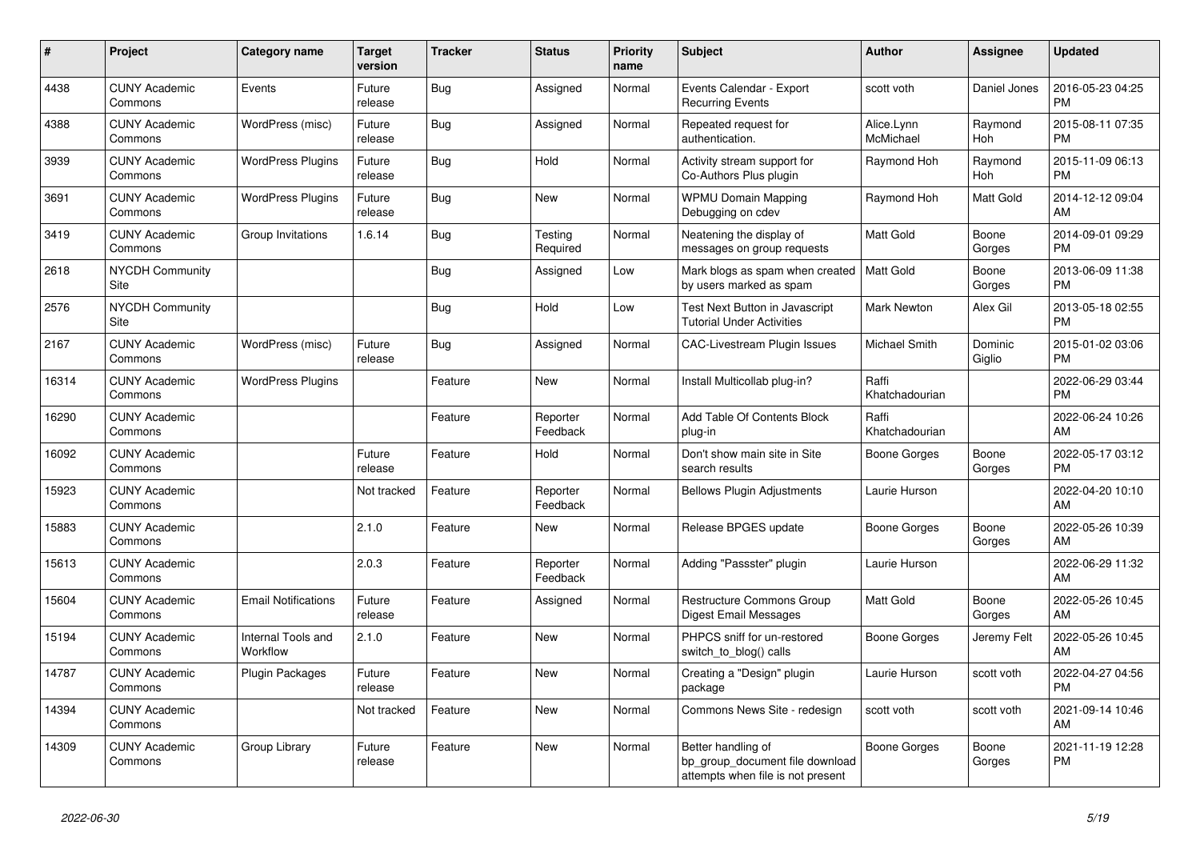| # | Project | Category name | Target version | Tracker | Status | Priority name | Subject | Author | Assignee | Updated |
|---|---|---|---|---|---|---|---|---|---|---|
| 4438 | CUNY Academic Commons | Events | Future release | Bug | Assigned | Normal | Events Calendar - Export Recurring Events | scott voth | Daniel Jones | 2016-05-23 04:25 PM |
| 4388 | CUNY Academic Commons | WordPress (misc) | Future release | Bug | Assigned | Normal | Repeated request for authentication. | Alice.Lynn McMichael | Raymond Hoh | 2015-08-11 07:35 PM |
| 3939 | CUNY Academic Commons | WordPress Plugins | Future release | Bug | Hold | Normal | Activity stream support for Co-Authors Plus plugin | Raymond Hoh | Raymond Hoh | 2015-11-09 06:13 PM |
| 3691 | CUNY Academic Commons | WordPress Plugins | Future release | Bug | New | Normal | WPMU Domain Mapping Debugging on cdev | Raymond Hoh | Matt Gold | 2014-12-12 09:04 AM |
| 3419 | CUNY Academic Commons | Group Invitations | 1.6.14 | Bug | Testing Required | Normal | Neatening the display of messages on group requests | Matt Gold | Boone Gorges | 2014-09-01 09:29 PM |
| 2618 | NYCDH Community Site | | | Bug | Assigned | Low | Mark blogs as spam when created by users marked as spam | Matt Gold | Boone Gorges | 2013-06-09 11:38 PM |
| 2576 | NYCDH Community Site | | | Bug | Hold | Low | Test Next Button in Javascript Tutorial Under Activities | Mark Newton | Alex Gil | 2013-05-18 02:55 PM |
| 2167 | CUNY Academic Commons | WordPress (misc) | Future release | Bug | Assigned | Normal | CAC-Livestream Plugin Issues | Michael Smith | Dominic Giglio | 2015-01-02 03:06 PM |
| 16314 | CUNY Academic Commons | WordPress Plugins | | Feature | New | Normal | Install Multicollab plug-in? | Raffi Khatchadourian | | 2022-06-29 03:44 PM |
| 16290 | CUNY Academic Commons | | | Feature | Reporter Feedback | Normal | Add Table Of Contents Block plug-in | Raffi Khatchadourian | | 2022-06-24 10:26 AM |
| 16092 | CUNY Academic Commons | | Future release | Feature | Hold | Normal | Don't show main site in Site search results | Boone Gorges | Boone Gorges | 2022-05-17 03:12 PM |
| 15923 | CUNY Academic Commons | | Not tracked | Feature | Reporter Feedback | Normal | Bellows Plugin Adjustments | Laurie Hurson | | 2022-04-20 10:10 AM |
| 15883 | CUNY Academic Commons | | 2.1.0 | Feature | New | Normal | Release BPGES update | Boone Gorges | Boone Gorges | 2022-05-26 10:39 AM |
| 15613 | CUNY Academic Commons | | 2.0.3 | Feature | Reporter Feedback | Normal | Adding "Passster" plugin | Laurie Hurson | | 2022-06-29 11:32 AM |
| 15604 | CUNY Academic Commons | Email Notifications | Future release | Feature | Assigned | Normal | Restructure Commons Group Digest Email Messages | Matt Gold | Boone Gorges | 2022-05-26 10:45 AM |
| 15194 | CUNY Academic Commons | Internal Tools and Workflow | 2.1.0 | Feature | New | Normal | PHPCS sniff for un-restored switch_to_blog() calls | Boone Gorges | Jeremy Felt | 2022-05-26 10:45 AM |
| 14787 | CUNY Academic Commons | Plugin Packages | Future release | Feature | New | Normal | Creating a "Design" plugin package | Laurie Hurson | scott voth | 2022-04-27 04:56 PM |
| 14394 | CUNY Academic Commons | | Not tracked | Feature | New | Normal | Commons News Site - redesign | scott voth | scott voth | 2021-09-14 10:46 AM |
| 14309 | CUNY Academic Commons | Group Library | Future release | Feature | New | Normal | Better handling of bp_group_document file download attempts when file is not present | Boone Gorges | Boone Gorges | 2021-11-19 12:28 PM |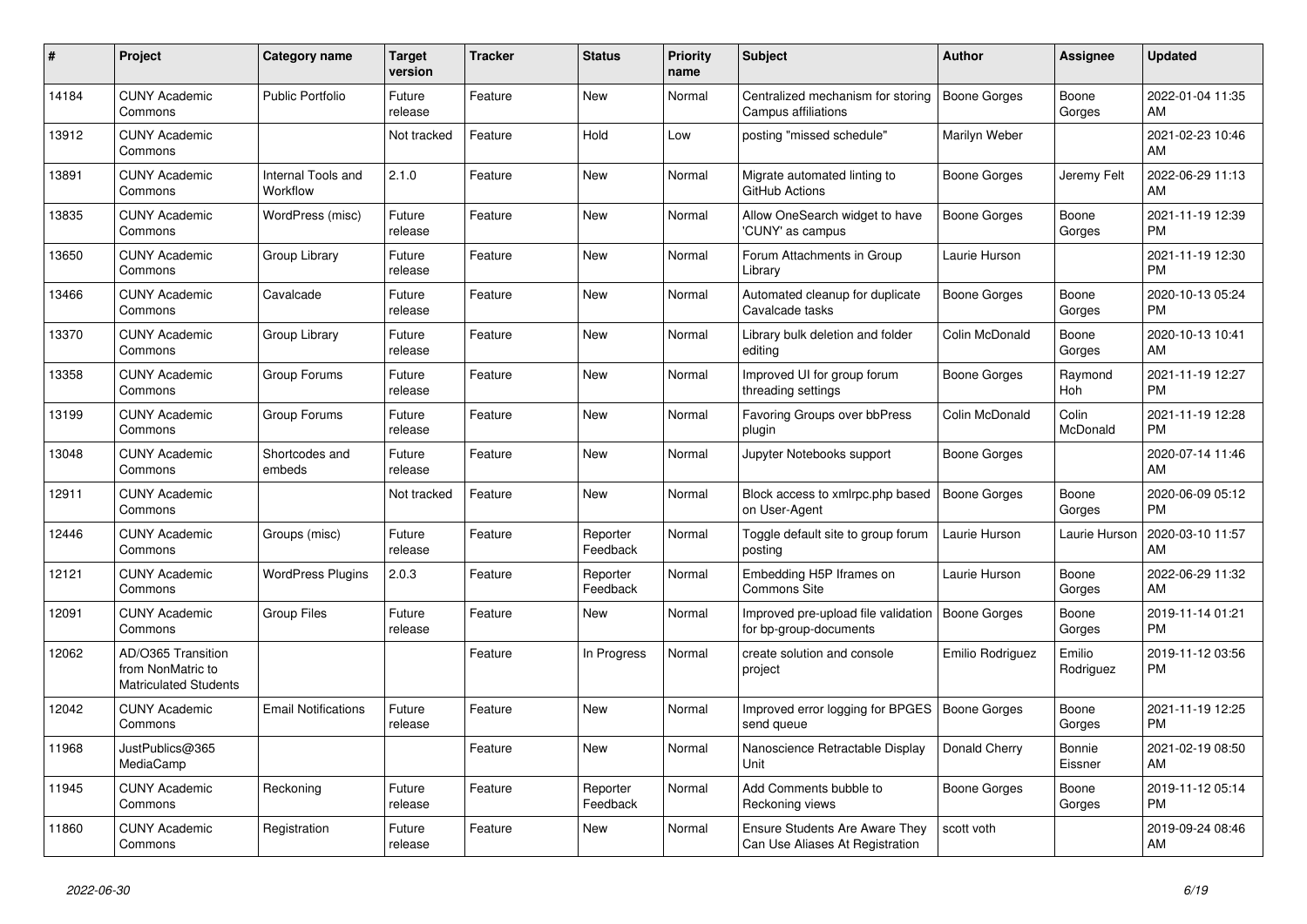| # | Project | Category name | Target version | Tracker | Status | Priority name | Subject | Author | Assignee | Updated |
|---|---|---|---|---|---|---|---|---|---|---|
| 14184 | CUNY Academic Commons | Public Portfolio | Future release | Feature | New | Normal | Centralized mechanism for storing Campus affiliations | Boone Gorges | Boone Gorges | 2022-01-04 11:35 AM |
| 13912 | CUNY Academic Commons | | Not tracked | Feature | Hold | Low | posting "missed schedule" | Marilyn Weber | | 2021-02-23 10:46 AM |
| 13891 | CUNY Academic Commons | Internal Tools and Workflow | 2.1.0 | Feature | New | Normal | Migrate automated linting to GitHub Actions | Boone Gorges | Jeremy Felt | 2022-06-29 11:13 AM |
| 13835 | CUNY Academic Commons | WordPress (misc) | Future release | Feature | New | Normal | Allow OneSearch widget to have 'CUNY' as campus | Boone Gorges | Boone Gorges | 2021-11-19 12:39 PM |
| 13650 | CUNY Academic Commons | Group Library | Future release | Feature | New | Normal | Forum Attachments in Group Library | Laurie Hurson | | 2021-11-19 12:30 PM |
| 13466 | CUNY Academic Commons | Cavalcade | Future release | Feature | New | Normal | Automated cleanup for duplicate Cavalcade tasks | Boone Gorges | Boone Gorges | 2020-10-13 05:24 PM |
| 13370 | CUNY Academic Commons | Group Library | Future release | Feature | New | Normal | Library bulk deletion and folder editing | Colin McDonald | Boone Gorges | 2020-10-13 10:41 AM |
| 13358 | CUNY Academic Commons | Group Forums | Future release | Feature | New | Normal | Improved UI for group forum threading settings | Boone Gorges | Raymond Hoh | 2021-11-19 12:27 PM |
| 13199 | CUNY Academic Commons | Group Forums | Future release | Feature | New | Normal | Favoring Groups over bbPress plugin | Colin McDonald | Colin McDonald | 2021-11-19 12:28 PM |
| 13048 | CUNY Academic Commons | Shortcodes and embeds | Future release | Feature | New | Normal | Jupyter Notebooks support | Boone Gorges | | 2020-07-14 11:46 AM |
| 12911 | CUNY Academic Commons | | Not tracked | Feature | New | Normal | Block access to xmlrpc.php based on User-Agent | Boone Gorges | Boone Gorges | 2020-06-09 05:12 PM |
| 12446 | CUNY Academic Commons | Groups (misc) | Future release | Feature | Reporter Feedback | Normal | Toggle default site to group forum posting | Laurie Hurson | Laurie Hurson | 2020-03-10 11:57 AM |
| 12121 | CUNY Academic Commons | WordPress Plugins | 2.0.3 | Feature | Reporter Feedback | Normal | Embedding H5P Iframes on Commons Site | Laurie Hurson | Boone Gorges | 2022-06-29 11:32 AM |
| 12091 | CUNY Academic Commons | Group Files | Future release | Feature | New | Normal | Improved pre-upload file validation for bp-group-documents | Boone Gorges | Boone Gorges | 2019-11-14 01:21 PM |
| 12062 | AD/O365 Transition from NonMatric to Matriculated Students | | | Feature | In Progress | Normal | create solution and console project | Emilio Rodriguez | Emilio Rodriguez | 2019-11-12 03:56 PM |
| 12042 | CUNY Academic Commons | Email Notifications | Future release | Feature | New | Normal | Improved error logging for BPGES send queue | Boone Gorges | Boone Gorges | 2021-11-19 12:25 PM |
| 11968 | JustPublics@365 MediaCamp | | | Feature | New | Normal | Nanoscience Retractable Display Unit | Donald Cherry | Bonnie Eissner | 2021-02-19 08:50 AM |
| 11945 | CUNY Academic Commons | Reckoning | Future release | Feature | Reporter Feedback | Normal | Add Comments bubble to Reckoning views | Boone Gorges | Boone Gorges | 2019-11-12 05:14 PM |
| 11860 | CUNY Academic Commons | Registration | Future release | Feature | New | Normal | Ensure Students Are Aware They Can Use Aliases At Registration | scott voth | | 2019-09-24 08:46 AM |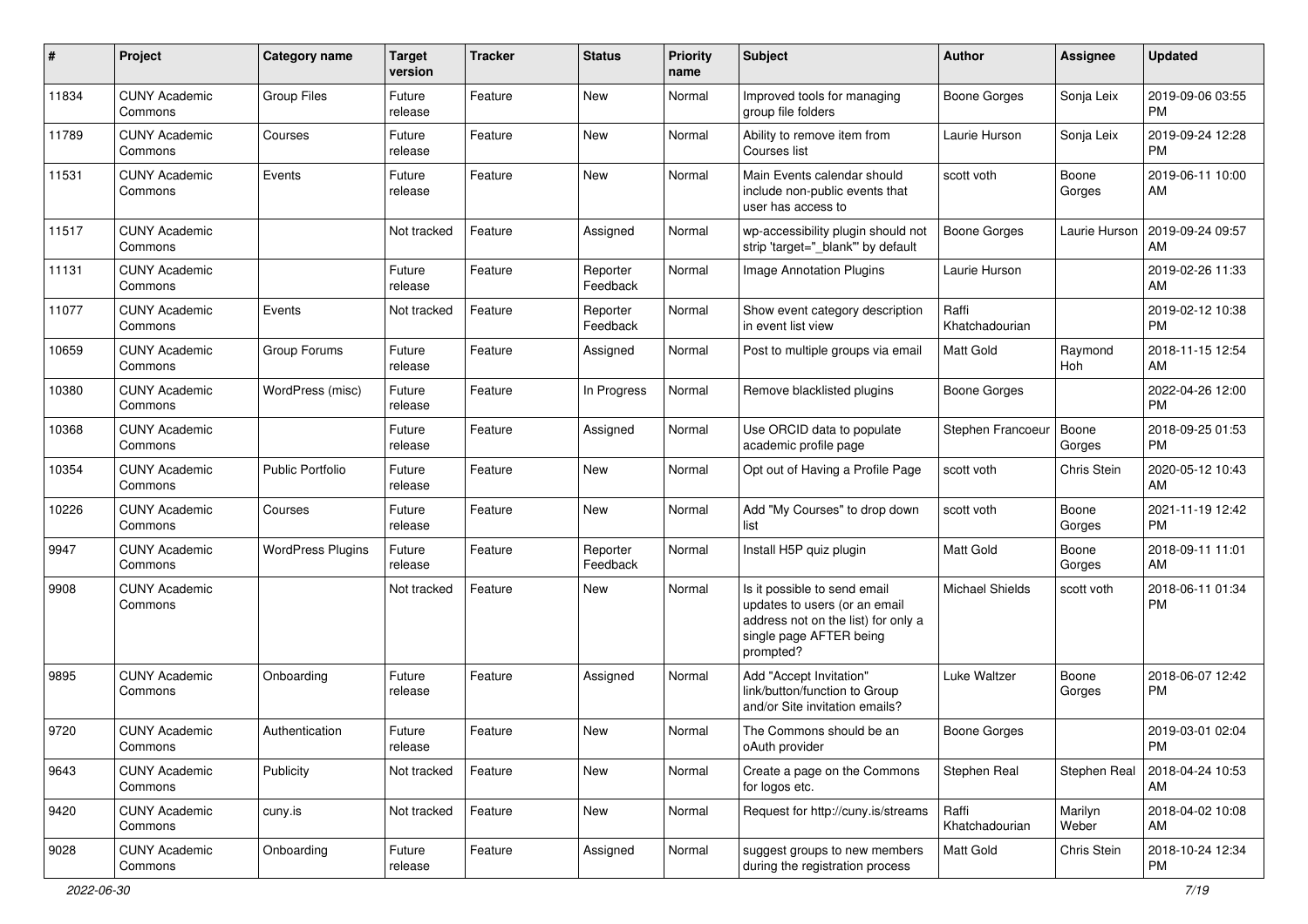| # | Project | Category name | Target version | Tracker | Status | Priority name | Subject | Author | Assignee | Updated |
|---|---|---|---|---|---|---|---|---|---|---|
| 11834 | CUNY Academic Commons | Group Files | Future release | Feature | New | Normal | Improved tools for managing group file folders | Boone Gorges | Sonja Leix | 2019-09-06 03:55 PM |
| 11789 | CUNY Academic Commons | Courses | Future release | Feature | New | Normal | Ability to remove item from Courses list | Laurie Hurson | Sonja Leix | 2019-09-24 12:28 PM |
| 11531 | CUNY Academic Commons | Events | Future release | Feature | New | Normal | Main Events calendar should include non-public events that user has access to | scott voth | Boone Gorges | 2019-06-11 10:00 AM |
| 11517 | CUNY Academic Commons | | Not tracked | Feature | Assigned | Normal | wp-accessibility plugin should not strip 'target="_blank"' by default | Boone Gorges | Laurie Hurson | 2019-09-24 09:57 AM |
| 11131 | CUNY Academic Commons | | Future release | Feature | Reporter Feedback | Normal | Image Annotation Plugins | Laurie Hurson | | 2019-02-26 11:33 AM |
| 11077 | CUNY Academic Commons | Events | Not tracked | Feature | Reporter Feedback | Normal | Show event category description in event list view | Raffi Khatchadourian | | 2019-02-12 10:38 PM |
| 10659 | CUNY Academic Commons | Group Forums | Future release | Feature | Assigned | Normal | Post to multiple groups via email | Matt Gold | Raymond Hoh | 2018-11-15 12:54 AM |
| 10380 | CUNY Academic Commons | WordPress (misc) | Future release | Feature | In Progress | Normal | Remove blacklisted plugins | Boone Gorges | | 2022-04-26 12:00 PM |
| 10368 | CUNY Academic Commons | | Future release | Feature | Assigned | Normal | Use ORCID data to populate academic profile page | Stephen Francoeur | Boone Gorges | 2018-09-25 01:53 PM |
| 10354 | CUNY Academic Commons | Public Portfolio | Future release | Feature | New | Normal | Opt out of Having a Profile Page | scott voth | Chris Stein | 2020-05-12 10:43 AM |
| 10226 | CUNY Academic Commons | Courses | Future release | Feature | New | Normal | Add "My Courses" to drop down list | scott voth | Boone Gorges | 2021-11-19 12:42 PM |
| 9947 | CUNY Academic Commons | WordPress Plugins | Future release | Feature | Reporter Feedback | Normal | Install H5P quiz plugin | Matt Gold | Boone Gorges | 2018-09-11 11:01 AM |
| 9908 | CUNY Academic Commons | | Not tracked | Feature | New | Normal | Is it possible to send email updates to users (or an email address not on the list) for only a single page AFTER being prompted? | Michael Shields | scott voth | 2018-06-11 01:34 PM |
| 9895 | CUNY Academic Commons | Onboarding | Future release | Feature | Assigned | Normal | Add "Accept Invitation" link/button/function to Group and/or Site invitation emails? | Luke Waltzer | Boone Gorges | 2018-06-07 12:42 PM |
| 9720 | CUNY Academic Commons | Authentication | Future release | Feature | New | Normal | The Commons should be an oAuth provider | Boone Gorges | | 2019-03-01 02:04 PM |
| 9643 | CUNY Academic Commons | Publicity | Not tracked | Feature | New | Normal | Create a page on the Commons for logos etc. | Stephen Real | Stephen Real | 2018-04-24 10:53 AM |
| 9420 | CUNY Academic Commons | cuny.is | Not tracked | Feature | New | Normal | Request for http://cuny.is/streams | Raffi Khatchadourian | Marilyn Weber | 2018-04-02 10:08 AM |
| 9028 | CUNY Academic Commons | Onboarding | Future release | Feature | Assigned | Normal | suggest groups to new members during the registration process | Matt Gold | Chris Stein | 2018-10-24 12:34 PM |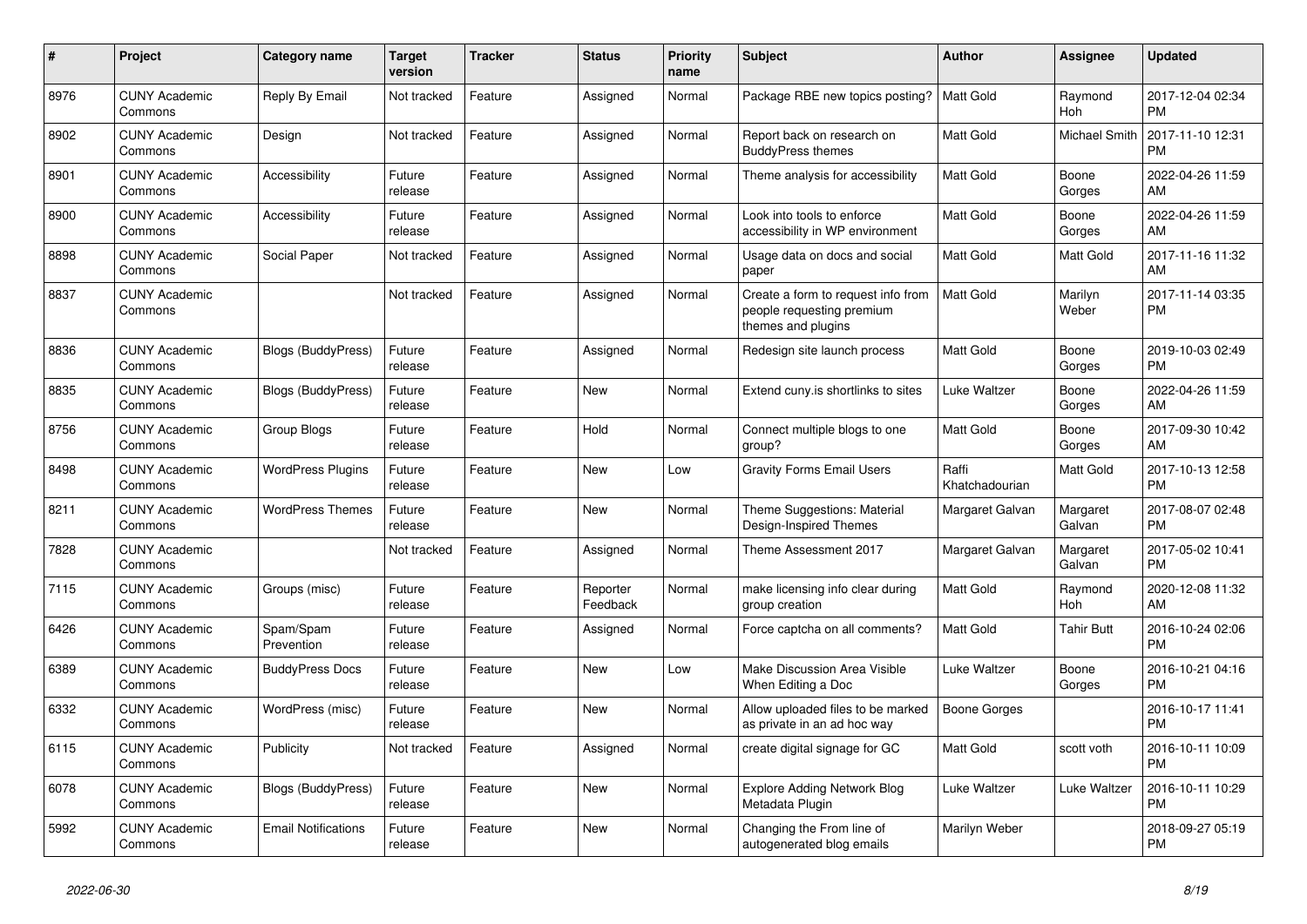| # | Project | Category name | Target version | Tracker | Status | Priority name | Subject | Author | Assignee | Updated |
|---|---|---|---|---|---|---|---|---|---|---|
| 8976 | CUNY Academic Commons | Reply By Email | Not tracked | Feature | Assigned | Normal | Package RBE new topics posting? | Matt Gold | Raymond Hoh | 2017-12-04 02:34 PM |
| 8902 | CUNY Academic Commons | Design | Not tracked | Feature | Assigned | Normal | Report back on research on BuddyPress themes | Matt Gold | Michael Smith | 2017-11-10 12:31 PM |
| 8901 | CUNY Academic Commons | Accessibility | Future release | Feature | Assigned | Normal | Theme analysis for accessibility | Matt Gold | Boone Gorges | 2022-04-26 11:59 AM |
| 8900 | CUNY Academic Commons | Accessibility | Future release | Feature | Assigned | Normal | Look into tools to enforce accessibility in WP environment | Matt Gold | Boone Gorges | 2022-04-26 11:59 AM |
| 8898 | CUNY Academic Commons | Social Paper | Not tracked | Feature | Assigned | Normal | Usage data on docs and social paper | Matt Gold | Matt Gold | 2017-11-16 11:32 AM |
| 8837 | CUNY Academic Commons | | Not tracked | Feature | Assigned | Normal | Create a form to request info from people requesting premium themes and plugins | Matt Gold | Marilyn Weber | 2017-11-14 03:35 PM |
| 8836 | CUNY Academic Commons | Blogs (BuddyPress) | Future release | Feature | Assigned | Normal | Redesign site launch process | Matt Gold | Boone Gorges | 2019-10-03 02:49 PM |
| 8835 | CUNY Academic Commons | Blogs (BuddyPress) | Future release | Feature | New | Normal | Extend cuny.is shortlinks to sites | Luke Waltzer | Boone Gorges | 2022-04-26 11:59 AM |
| 8756 | CUNY Academic Commons | Group Blogs | Future release | Feature | Hold | Normal | Connect multiple blogs to one group? | Matt Gold | Boone Gorges | 2017-09-30 10:42 AM |
| 8498 | CUNY Academic Commons | WordPress Plugins | Future release | Feature | New | Low | Gravity Forms Email Users | Raffi Khatchadourian | Matt Gold | 2017-10-13 12:58 PM |
| 8211 | CUNY Academic Commons | WordPress Themes | Future release | Feature | New | Normal | Theme Suggestions: Material Design-Inspired Themes | Margaret Galvan | Margaret Galvan | 2017-08-07 02:48 PM |
| 7828 | CUNY Academic Commons | | Not tracked | Feature | Assigned | Normal | Theme Assessment 2017 | Margaret Galvan | Margaret Galvan | 2017-05-02 10:41 PM |
| 7115 | CUNY Academic Commons | Groups (misc) | Future release | Feature | Reporter Feedback | Normal | make licensing info clear during group creation | Matt Gold | Raymond Hoh | 2020-12-08 11:32 AM |
| 6426 | CUNY Academic Commons | Spam/Spam Prevention | Future release | Feature | Assigned | Normal | Force captcha on all comments? | Matt Gold | Tahir Butt | 2016-10-24 02:06 PM |
| 6389 | CUNY Academic Commons | BuddyPress Docs | Future release | Feature | New | Low | Make Discussion Area Visible When Editing a Doc | Luke Waltzer | Boone Gorges | 2016-10-21 04:16 PM |
| 6332 | CUNY Academic Commons | WordPress (misc) | Future release | Feature | New | Normal | Allow uploaded files to be marked as private in an ad hoc way | Boone Gorges | | 2016-10-17 11:41 PM |
| 6115 | CUNY Academic Commons | Publicity | Not tracked | Feature | Assigned | Normal | create digital signage for GC | Matt Gold | scott voth | 2016-10-11 10:09 PM |
| 6078 | CUNY Academic Commons | Blogs (BuddyPress) | Future release | Feature | New | Normal | Explore Adding Network Blog Metadata Plugin | Luke Waltzer | Luke Waltzer | 2016-10-11 10:29 PM |
| 5992 | CUNY Academic Commons | Email Notifications | Future release | Feature | New | Normal | Changing the From line of autogenerated blog emails | Marilyn Weber | | 2018-09-27 05:19 PM |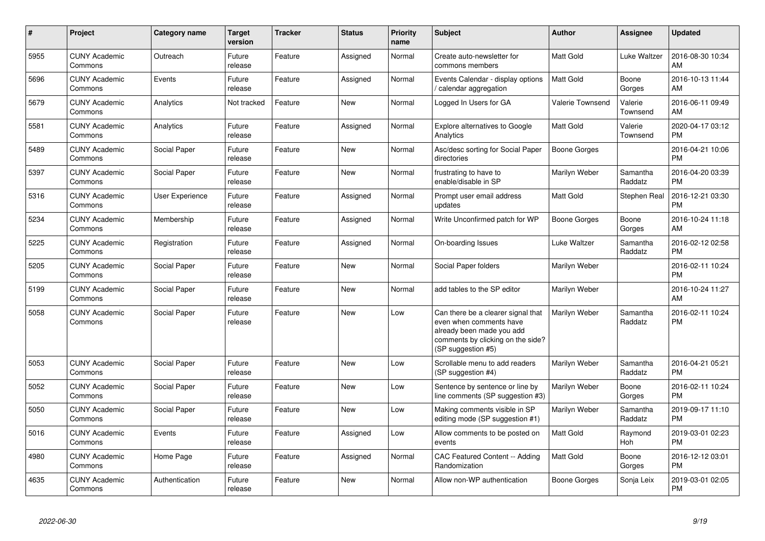| # | Project | Category name | Target version | Tracker | Status | Priority name | Subject | Author | Assignee | Updated |
|---|---|---|---|---|---|---|---|---|---|---|
| 5955 | CUNY Academic Commons | Outreach | Future release | Feature | Assigned | Normal | Create auto-newsletter for commons members | Matt Gold | Luke Waltzer | 2016-08-30 10:34 AM |
| 5696 | CUNY Academic Commons | Events | Future release | Feature | Assigned | Normal | Events Calendar - display options / calendar aggregation | Matt Gold | Boone Gorges | 2016-10-13 11:44 AM |
| 5679 | CUNY Academic Commons | Analytics | Not tracked | Feature | New | Normal | Logged In Users for GA | Valerie Townsend | Valerie Townsend | 2016-06-11 09:49 AM |
| 5581 | CUNY Academic Commons | Analytics | Future release | Feature | Assigned | Normal | Explore alternatives to Google Analytics | Matt Gold | Valerie Townsend | 2020-04-17 03:12 PM |
| 5489 | CUNY Academic Commons | Social Paper | Future release | Feature | New | Normal | Asc/desc sorting for Social Paper directories | Boone Gorges | | 2016-04-21 10:06 PM |
| 5397 | CUNY Academic Commons | Social Paper | Future release | Feature | New | Normal | frustrating to have to enable/disable in SP | Marilyn Weber | Samantha Raddatz | 2016-04-20 03:39 PM |
| 5316 | CUNY Academic Commons | User Experience | Future release | Feature | Assigned | Normal | Prompt user email address updates | Matt Gold | Stephen Real | 2016-12-21 03:30 PM |
| 5234 | CUNY Academic Commons | Membership | Future release | Feature | Assigned | Normal | Write Unconfirmed patch for WP | Boone Gorges | Boone Gorges | 2016-10-24 11:18 AM |
| 5225 | CUNY Academic Commons | Registration | Future release | Feature | Assigned | Normal | On-boarding Issues | Luke Waltzer | Samantha Raddatz | 2016-02-12 02:58 PM |
| 5205 | CUNY Academic Commons | Social Paper | Future release | Feature | New | Normal | Social Paper folders | Marilyn Weber | | 2016-02-11 10:24 PM |
| 5199 | CUNY Academic Commons | Social Paper | Future release | Feature | New | Normal | add tables to the SP editor | Marilyn Weber | | 2016-10-24 11:27 AM |
| 5058 | CUNY Academic Commons | Social Paper | Future release | Feature | New | Low | Can there be a clearer signal that even when comments have already been made you add comments by clicking on the side? (SP suggestion #5) | Marilyn Weber | Samantha Raddatz | 2016-02-11 10:24 PM |
| 5053 | CUNY Academic Commons | Social Paper | Future release | Feature | New | Low | Scrollable menu to add readers (SP suggestion #4) | Marilyn Weber | Samantha Raddatz | 2016-04-21 05:21 PM |
| 5052 | CUNY Academic Commons | Social Paper | Future release | Feature | New | Low | Sentence by sentence or line by line comments (SP suggestion #3) | Marilyn Weber | Boone Gorges | 2016-02-11 10:24 PM |
| 5050 | CUNY Academic Commons | Social Paper | Future release | Feature | New | Low | Making comments visible in SP editing mode (SP suggestion #1) | Marilyn Weber | Samantha Raddatz | 2019-09-17 11:10 PM |
| 5016 | CUNY Academic Commons | Events | Future release | Feature | Assigned | Low | Allow comments to be posted on events | Matt Gold | Raymond Hoh | 2019-03-01 02:23 PM |
| 4980 | CUNY Academic Commons | Home Page | Future release | Feature | Assigned | Normal | CAC Featured Content -- Adding Randomization | Matt Gold | Boone Gorges | 2016-12-12 03:01 PM |
| 4635 | CUNY Academic Commons | Authentication | Future release | Feature | New | Normal | Allow non-WP authentication | Boone Gorges | Sonja Leix | 2019-03-01 02:05 PM |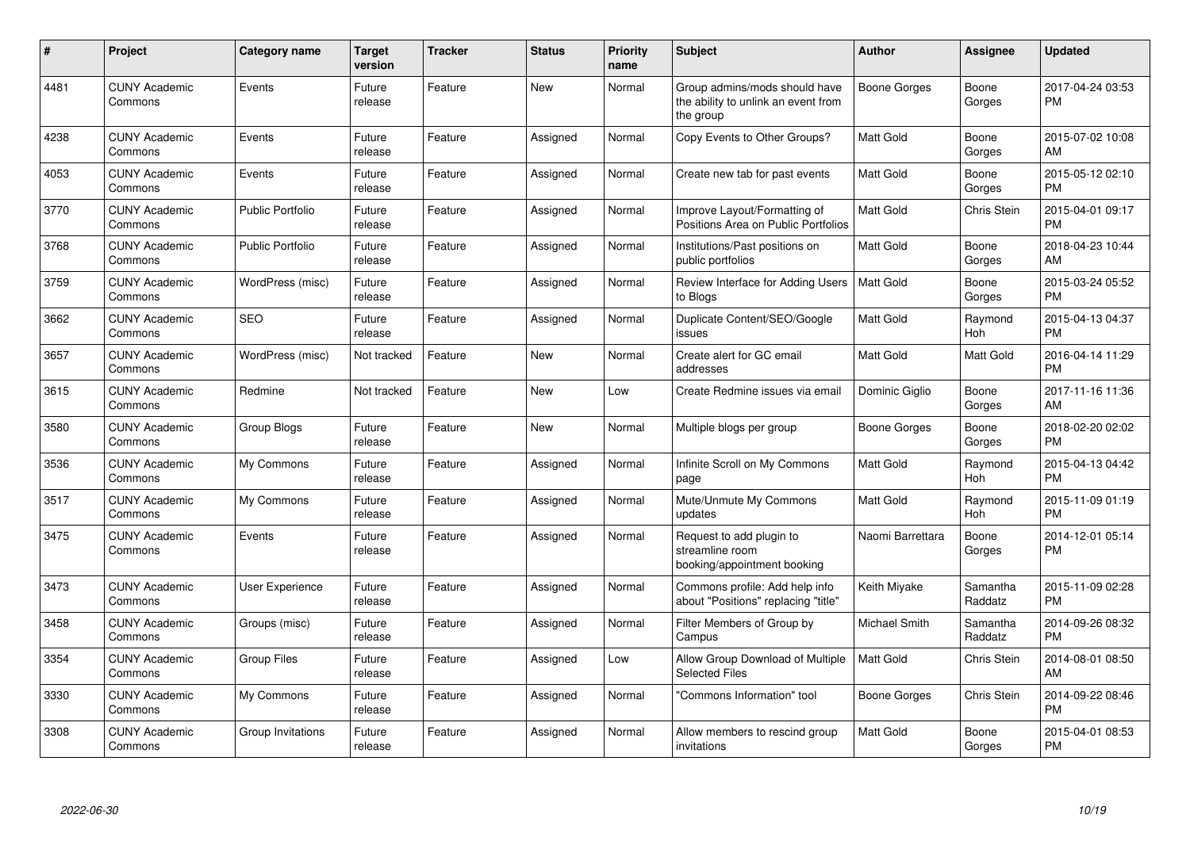| # | Project | Category name | Target version | Tracker | Status | Priority name | Subject | Author | Assignee | Updated |
|---|---|---|---|---|---|---|---|---|---|---|
| 4481 | CUNY Academic Commons | Events | Future release | Feature | New | Normal | Group admins/mods should have the ability to unlink an event from the group | Boone Gorges | Boone Gorges | 2017-04-24 03:53 PM |
| 4238 | CUNY Academic Commons | Events | Future release | Feature | Assigned | Normal | Copy Events to Other Groups? | Matt Gold | Boone Gorges | 2015-07-02 10:08 AM |
| 4053 | CUNY Academic Commons | Events | Future release | Feature | Assigned | Normal | Create new tab for past events | Matt Gold | Boone Gorges | 2015-05-12 02:10 PM |
| 3770 | CUNY Academic Commons | Public Portfolio | Future release | Feature | Assigned | Normal | Improve Layout/Formatting of Positions Area on Public Portfolios | Matt Gold | Chris Stein | 2015-04-01 09:17 PM |
| 3768 | CUNY Academic Commons | Public Portfolio | Future release | Feature | Assigned | Normal | Institutions/Past positions on public portfolios | Matt Gold | Boone Gorges | 2018-04-23 10:44 AM |
| 3759 | CUNY Academic Commons | WordPress (misc) | Future release | Feature | Assigned | Normal | Review Interface for Adding Users to Blogs | Matt Gold | Boone Gorges | 2015-03-24 05:52 PM |
| 3662 | CUNY Academic Commons | SEO | Future release | Feature | Assigned | Normal | Duplicate Content/SEO/Google issues | Matt Gold | Raymond Hoh | 2015-04-13 04:37 PM |
| 3657 | CUNY Academic Commons | WordPress (misc) | Not tracked | Feature | New | Normal | Create alert for GC email addresses | Matt Gold | Matt Gold | 2016-04-14 11:29 PM |
| 3615 | CUNY Academic Commons | Redmine | Not tracked | Feature | New | Low | Create Redmine issues via email | Dominic Giglio | Boone Gorges | 2017-11-16 11:36 AM |
| 3580 | CUNY Academic Commons | Group Blogs | Future release | Feature | New | Normal | Multiple blogs per group | Boone Gorges | Boone Gorges | 2018-02-20 02:02 PM |
| 3536 | CUNY Academic Commons | My Commons | Future release | Feature | Assigned | Normal | Infinite Scroll on My Commons page | Matt Gold | Raymond Hoh | 2015-04-13 04:42 PM |
| 3517 | CUNY Academic Commons | My Commons | Future release | Feature | Assigned | Normal | Mute/Unmute My Commons updates | Matt Gold | Raymond Hoh | 2015-11-09 01:19 PM |
| 3475 | CUNY Academic Commons | Events | Future release | Feature | Assigned | Normal | Request to add plugin to streamline room booking/appointment booking | Naomi Barrettara | Boone Gorges | 2014-12-01 05:14 PM |
| 3473 | CUNY Academic Commons | User Experience | Future release | Feature | Assigned | Normal | Commons profile: Add help info about "Positions" replacing "title" | Keith Miyake | Samantha Raddatz | 2015-11-09 02:28 PM |
| 3458 | CUNY Academic Commons | Groups (misc) | Future release | Feature | Assigned | Normal | Filter Members of Group by Campus | Michael Smith | Samantha Raddatz | 2014-09-26 08:32 PM |
| 3354 | CUNY Academic Commons | Group Files | Future release | Feature | Assigned | Low | Allow Group Download of Multiple Selected Files | Matt Gold | Chris Stein | 2014-08-01 08:50 AM |
| 3330 | CUNY Academic Commons | My Commons | Future release | Feature | Assigned | Normal | "Commons Information" tool | Boone Gorges | Chris Stein | 2014-09-22 08:46 PM |
| 3308 | CUNY Academic Commons | Group Invitations | Future release | Feature | Assigned | Normal | Allow members to rescind group invitations | Matt Gold | Boone Gorges | 2015-04-01 08:53 PM |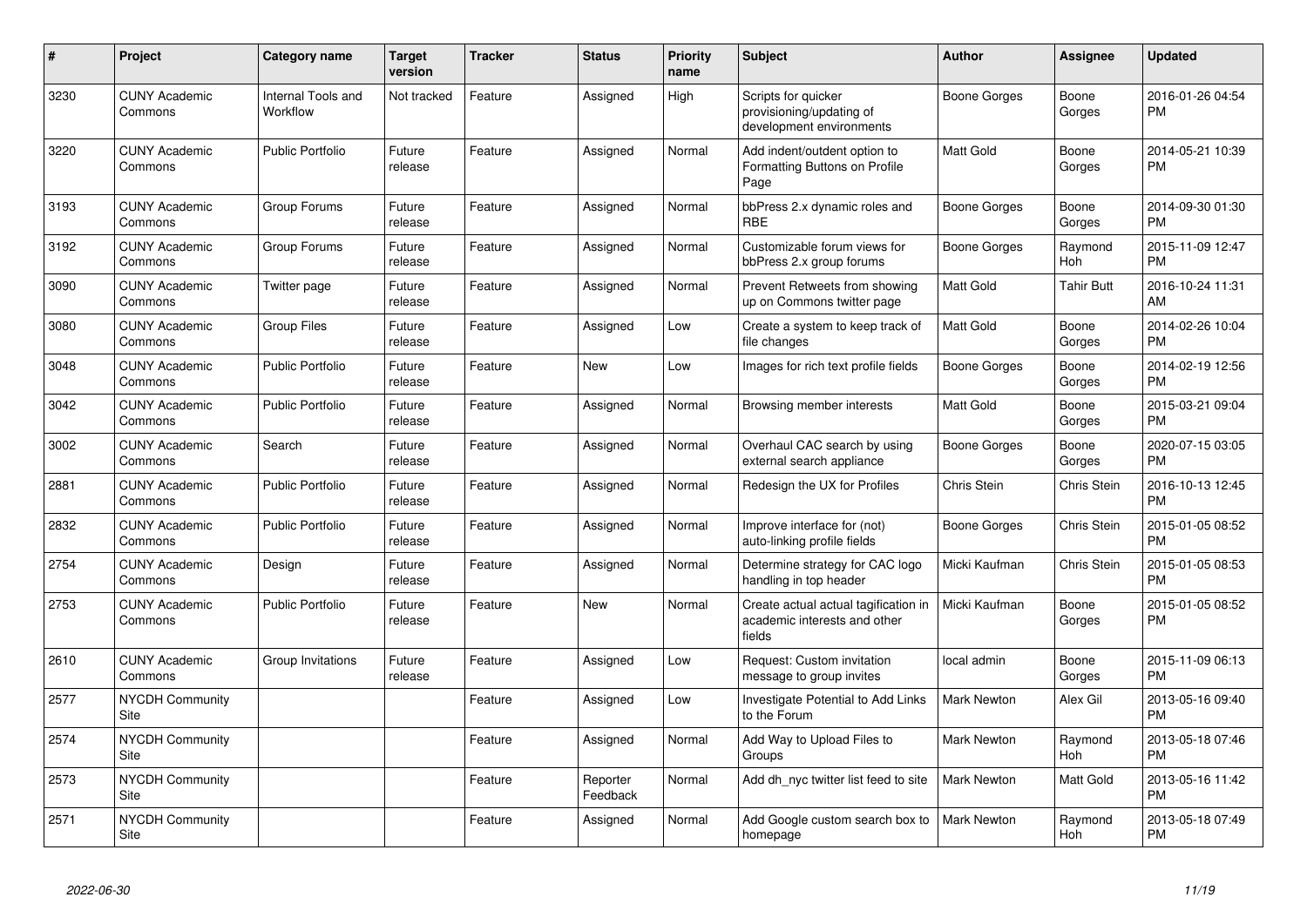| # | Project | Category name | Target version | Tracker | Status | Priority name | Subject | Author | Assignee | Updated |
|---|---|---|---|---|---|---|---|---|---|---|
| 3230 | CUNY Academic Commons | Internal Tools and Workflow | Not tracked | Feature | Assigned | High | Scripts for quicker provisioning/updating of development environments | Boone Gorges | Boone Gorges | 2016-01-26 04:54 PM |
| 3220 | CUNY Academic Commons | Public Portfolio | Future release | Feature | Assigned | Normal | Add indent/outdent option to Formatting Buttons on Profile Page | Matt Gold | Boone Gorges | 2014-05-21 10:39 PM |
| 3193 | CUNY Academic Commons | Group Forums | Future release | Feature | Assigned | Normal | bbPress 2.x dynamic roles and RBE | Boone Gorges | Boone Gorges | 2014-09-30 01:30 PM |
| 3192 | CUNY Academic Commons | Group Forums | Future release | Feature | Assigned | Normal | Customizable forum views for bbPress 2.x group forums | Boone Gorges | Raymond Hoh | 2015-11-09 12:47 PM |
| 3090 | CUNY Academic Commons | Twitter page | Future release | Feature | Assigned | Normal | Prevent Retweets from showing up on Commons twitter page | Matt Gold | Tahir Butt | 2016-10-24 11:31 AM |
| 3080 | CUNY Academic Commons | Group Files | Future release | Feature | Assigned | Low | Create a system to keep track of file changes | Matt Gold | Boone Gorges | 2014-02-26 10:04 PM |
| 3048 | CUNY Academic Commons | Public Portfolio | Future release | Feature | New | Low | Images for rich text profile fields | Boone Gorges | Boone Gorges | 2014-02-19 12:56 PM |
| 3042 | CUNY Academic Commons | Public Portfolio | Future release | Feature | Assigned | Normal | Browsing member interests | Matt Gold | Boone Gorges | 2015-03-21 09:04 PM |
| 3002 | CUNY Academic Commons | Search | Future release | Feature | Assigned | Normal | Overhaul CAC search by using external search appliance | Boone Gorges | Boone Gorges | 2020-07-15 03:05 PM |
| 2881 | CUNY Academic Commons | Public Portfolio | Future release | Feature | Assigned | Normal | Redesign the UX for Profiles | Chris Stein | Chris Stein | 2016-10-13 12:45 PM |
| 2832 | CUNY Academic Commons | Public Portfolio | Future release | Feature | Assigned | Normal | Improve interface for (not) auto-linking profile fields | Boone Gorges | Chris Stein | 2015-01-05 08:52 PM |
| 2754 | CUNY Academic Commons | Design | Future release | Feature | Assigned | Normal | Determine strategy for CAC logo handling in top header | Micki Kaufman | Chris Stein | 2015-01-05 08:53 PM |
| 2753 | CUNY Academic Commons | Public Portfolio | Future release | Feature | New | Normal | Create actual actual tagification in academic interests and other fields | Micki Kaufman | Boone Gorges | 2015-01-05 08:52 PM |
| 2610 | CUNY Academic Commons | Group Invitations | Future release | Feature | Assigned | Low | Request: Custom invitation message to group invites | local admin | Boone Gorges | 2015-11-09 06:13 PM |
| 2577 | NYCDH Community Site | | | Feature | Assigned | Low | Investigate Potential to Add Links to the Forum | Mark Newton | Alex Gil | 2013-05-16 09:40 PM |
| 2574 | NYCDH Community Site | | | Feature | Assigned | Normal | Add Way to Upload Files to Groups | Mark Newton | Raymond Hoh | 2013-05-18 07:46 PM |
| 2573 | NYCDH Community Site | | | Feature | Reporter Feedback | Normal | Add dh_nyc twitter list feed to site | Mark Newton | Matt Gold | 2013-05-16 11:42 PM |
| 2571 | NYCDH Community Site | | | Feature | Assigned | Normal | Add Google custom search box to homepage | Mark Newton | Raymond Hoh | 2013-05-18 07:49 PM |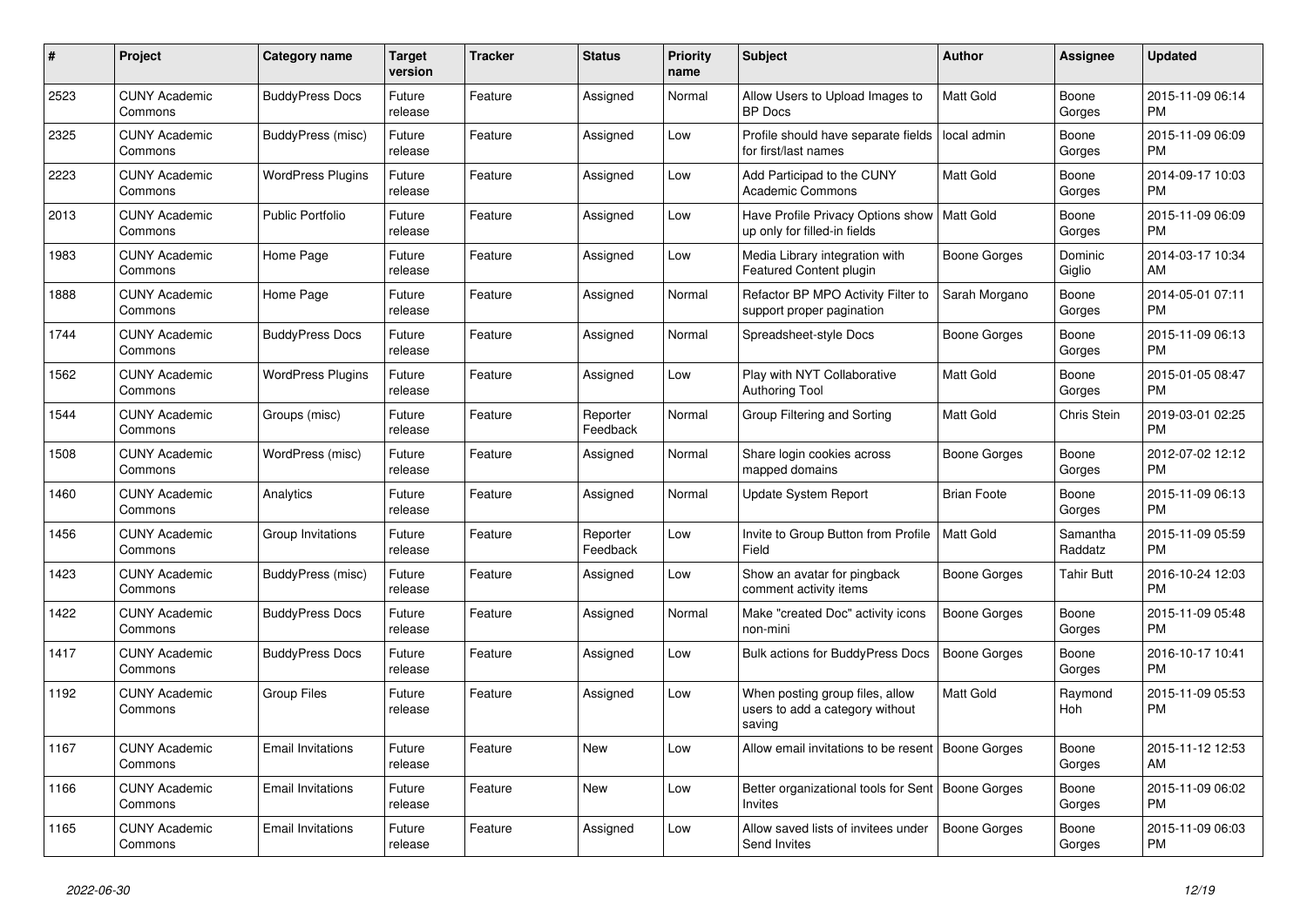| # | Project | Category name | Target version | Tracker | Status | Priority name | Subject | Author | Assignee | Updated |
|---|---|---|---|---|---|---|---|---|---|---|
| 2523 | CUNY Academic Commons | BuddyPress Docs | Future release | Feature | Assigned | Normal | Allow Users to Upload Images to BP Docs | Matt Gold | Boone Gorges | 2015-11-09 06:14 PM |
| 2325 | CUNY Academic Commons | BuddyPress (misc) | Future release | Feature | Assigned | Low | Profile should have separate fields for first/last names | local admin | Boone Gorges | 2015-11-09 06:09 PM |
| 2223 | CUNY Academic Commons | WordPress Plugins | Future release | Feature | Assigned | Low | Add Participad to the CUNY Academic Commons | Matt Gold | Boone Gorges | 2014-09-17 10:03 PM |
| 2013 | CUNY Academic Commons | Public Portfolio | Future release | Feature | Assigned | Low | Have Profile Privacy Options show up only for filled-in fields | Matt Gold | Boone Gorges | 2015-11-09 06:09 PM |
| 1983 | CUNY Academic Commons | Home Page | Future release | Feature | Assigned | Low | Media Library integration with Featured Content plugin | Boone Gorges | Dominic Giglio | 2014-03-17 10:34 AM |
| 1888 | CUNY Academic Commons | Home Page | Future release | Feature | Assigned | Normal | Refactor BP MPO Activity Filter to support proper pagination | Sarah Morgano | Boone Gorges | 2014-05-01 07:11 PM |
| 1744 | CUNY Academic Commons | BuddyPress Docs | Future release | Feature | Assigned | Normal | Spreadsheet-style Docs | Boone Gorges | Boone Gorges | 2015-11-09 06:13 PM |
| 1562 | CUNY Academic Commons | WordPress Plugins | Future release | Feature | Assigned | Low | Play with NYT Collaborative Authoring Tool | Matt Gold | Boone Gorges | 2015-01-05 08:47 PM |
| 1544 | CUNY Academic Commons | Groups (misc) | Future release | Feature | Reporter Feedback | Normal | Group Filtering and Sorting | Matt Gold | Chris Stein | 2019-03-01 02:25 PM |
| 1508 | CUNY Academic Commons | WordPress (misc) | Future release | Feature | Assigned | Normal | Share login cookies across mapped domains | Boone Gorges | Boone Gorges | 2012-07-02 12:12 PM |
| 1460 | CUNY Academic Commons | Analytics | Future release | Feature | Assigned | Normal | Update System Report | Brian Foote | Boone Gorges | 2015-11-09 06:13 PM |
| 1456 | CUNY Academic Commons | Group Invitations | Future release | Feature | Reporter Feedback | Low | Invite to Group Button from Profile Field | Matt Gold | Samantha Raddatz | 2015-11-09 05:59 PM |
| 1423 | CUNY Academic Commons | BuddyPress (misc) | Future release | Feature | Assigned | Low | Show an avatar for pingback comment activity items | Boone Gorges | Tahir Butt | 2016-10-24 12:03 PM |
| 1422 | CUNY Academic Commons | BuddyPress Docs | Future release | Feature | Assigned | Normal | Make "created Doc" activity icons non-mini | Boone Gorges | Boone Gorges | 2015-11-09 05:48 PM |
| 1417 | CUNY Academic Commons | BuddyPress Docs | Future release | Feature | Assigned | Low | Bulk actions for BuddyPress Docs | Boone Gorges | Boone Gorges | 2016-10-17 10:41 PM |
| 1192 | CUNY Academic Commons | Group Files | Future release | Feature | Assigned | Low | When posting group files, allow users to add a category without saving | Matt Gold | Raymond Hoh | 2015-11-09 05:53 PM |
| 1167 | CUNY Academic Commons | Email Invitations | Future release | Feature | New | Low | Allow email invitations to be resent | Boone Gorges | Boone Gorges | 2015-11-12 12:53 AM |
| 1166 | CUNY Academic Commons | Email Invitations | Future release | Feature | New | Low | Better organizational tools for Sent Invites | Boone Gorges | Boone Gorges | 2015-11-09 06:02 PM |
| 1165 | CUNY Academic Commons | Email Invitations | Future release | Feature | Assigned | Low | Allow saved lists of invitees under Send Invites | Boone Gorges | Boone Gorges | 2015-11-09 06:03 PM |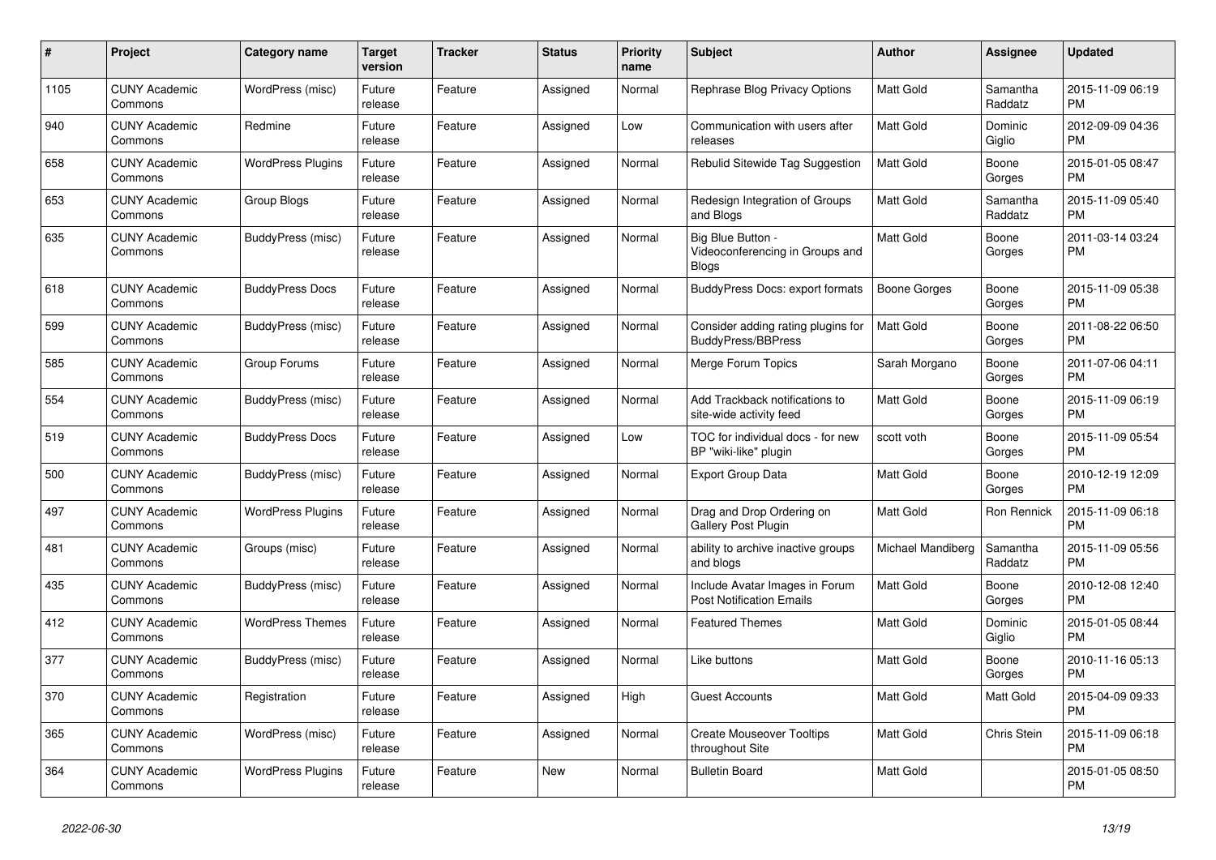| # | Project | Category name | Target version | Tracker | Status | Priority name | Subject | Author | Assignee | Updated |
|---|---|---|---|---|---|---|---|---|---|---|
| 1105 | CUNY Academic Commons | WordPress (misc) | Future release | Feature | Assigned | Normal | Rephrase Blog Privacy Options | Matt Gold | Samantha Raddatz | 2015-11-09 06:19 PM |
| 940 | CUNY Academic Commons | Redmine | Future release | Feature | Assigned | Low | Communication with users after releases | Matt Gold | Dominic Giglio | 2012-09-09 04:36 PM |
| 658 | CUNY Academic Commons | WordPress Plugins | Future release | Feature | Assigned | Normal | Rebulid Sitewide Tag Suggestion | Matt Gold | Boone Gorges | 2015-01-05 08:47 PM |
| 653 | CUNY Academic Commons | Group Blogs | Future release | Feature | Assigned | Normal | Redesign Integration of Groups and Blogs | Matt Gold | Samantha Raddatz | 2015-11-09 05:40 PM |
| 635 | CUNY Academic Commons | BuddyPress (misc) | Future release | Feature | Assigned | Normal | Big Blue Button - Videoconferencing in Groups and Blogs | Matt Gold | Boone Gorges | 2011-03-14 03:24 PM |
| 618 | CUNY Academic Commons | BuddyPress Docs | Future release | Feature | Assigned | Normal | BuddyPress Docs: export formats | Boone Gorges | Boone Gorges | 2015-11-09 05:38 PM |
| 599 | CUNY Academic Commons | BuddyPress (misc) | Future release | Feature | Assigned | Normal | Consider adding rating plugins for BuddyPress/BBPress | Matt Gold | Boone Gorges | 2011-08-22 06:50 PM |
| 585 | CUNY Academic Commons | Group Forums | Future release | Feature | Assigned | Normal | Merge Forum Topics | Sarah Morgano | Boone Gorges | 2011-07-06 04:11 PM |
| 554 | CUNY Academic Commons | BuddyPress (misc) | Future release | Feature | Assigned | Normal | Add Trackback notifications to site-wide activity feed | Matt Gold | Boone Gorges | 2015-11-09 06:19 PM |
| 519 | CUNY Academic Commons | BuddyPress Docs | Future release | Feature | Assigned | Low | TOC for individual docs - for new BP "wiki-like" plugin | scott voth | Boone Gorges | 2015-11-09 05:54 PM |
| 500 | CUNY Academic Commons | BuddyPress (misc) | Future release | Feature | Assigned | Normal | Export Group Data | Matt Gold | Boone Gorges | 2010-12-19 12:09 PM |
| 497 | CUNY Academic Commons | WordPress Plugins | Future release | Feature | Assigned | Normal | Drag and Drop Ordering on Gallery Post Plugin | Matt Gold | Ron Rennick | 2015-11-09 06:18 PM |
| 481 | CUNY Academic Commons | Groups (misc) | Future release | Feature | Assigned | Normal | ability to archive inactive groups and blogs | Michael Mandiberg | Samantha Raddatz | 2015-11-09 05:56 PM |
| 435 | CUNY Academic Commons | BuddyPress (misc) | Future release | Feature | Assigned | Normal | Include Avatar Images in Forum Post Notification Emails | Matt Gold | Boone Gorges | 2010-12-08 12:40 PM |
| 412 | CUNY Academic Commons | WordPress Themes | Future release | Feature | Assigned | Normal | Featured Themes | Matt Gold | Dominic Giglio | 2015-01-05 08:44 PM |
| 377 | CUNY Academic Commons | BuddyPress (misc) | Future release | Feature | Assigned | Normal | Like buttons | Matt Gold | Boone Gorges | 2010-11-16 05:13 PM |
| 370 | CUNY Academic Commons | Registration | Future release | Feature | Assigned | High | Guest Accounts | Matt Gold | Matt Gold | 2015-04-09 09:33 PM |
| 365 | CUNY Academic Commons | WordPress (misc) | Future release | Feature | Assigned | Normal | Create Mouseover Tooltips throughout Site | Matt Gold | Chris Stein | 2015-11-09 06:18 PM |
| 364 | CUNY Academic Commons | WordPress Plugins | Future release | Feature | New | Normal | Bulletin Board | Matt Gold | | 2015-01-05 08:50 PM |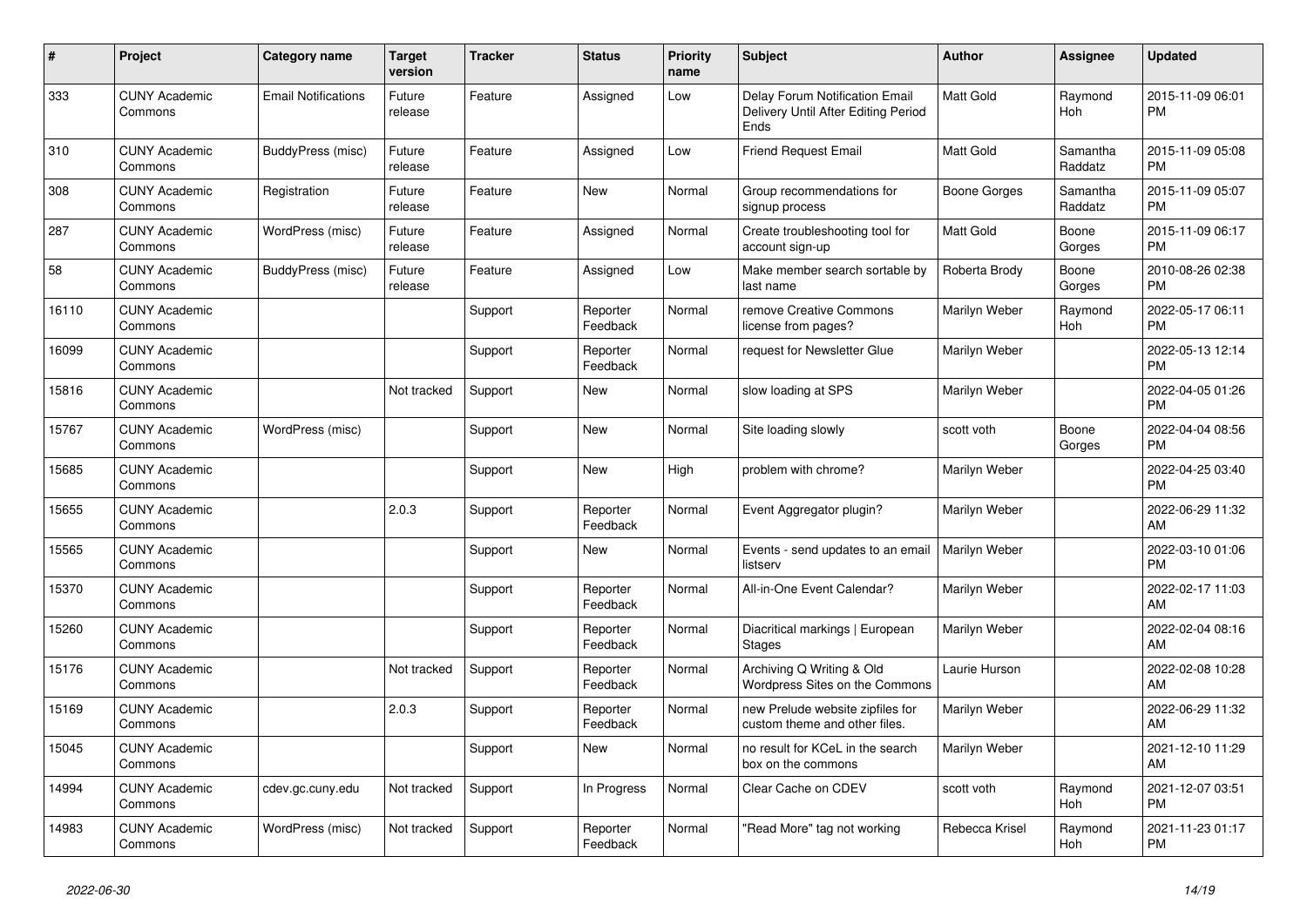| # | Project | Category name | Target version | Tracker | Status | Priority name | Subject | Author | Assignee | Updated |
|---|---|---|---|---|---|---|---|---|---|---|
| 333 | CUNY Academic Commons | Email Notifications | Future release | Feature | Assigned | Low | Delay Forum Notification Email Delivery Until After Editing Period Ends | Matt Gold | Raymond Hoh | 2015-11-09 06:01 PM |
| 310 | CUNY Academic Commons | BuddyPress (misc) | Future release | Feature | Assigned | Low | Friend Request Email | Matt Gold | Samantha Raddatz | 2015-11-09 05:08 PM |
| 308 | CUNY Academic Commons | Registration | Future release | Feature | New | Normal | Group recommendations for signup process | Boone Gorges | Samantha Raddatz | 2015-11-09 05:07 PM |
| 287 | CUNY Academic Commons | WordPress (misc) | Future release | Feature | Assigned | Normal | Create troubleshooting tool for account sign-up | Matt Gold | Boone Gorges | 2015-11-09 06:17 PM |
| 58 | CUNY Academic Commons | BuddyPress (misc) | Future release | Feature | Assigned | Low | Make member search sortable by last name | Roberta Brody | Boone Gorges | 2010-08-26 02:38 PM |
| 16110 | CUNY Academic Commons | | | Support | Reporter Feedback | Normal | remove Creative Commons license from pages? | Marilyn Weber | Raymond Hoh | 2022-05-17 06:11 PM |
| 16099 | CUNY Academic Commons | | | Support | Reporter Feedback | Normal | request for Newsletter Glue | Marilyn Weber | | 2022-05-13 12:14 PM |
| 15816 | CUNY Academic Commons | | Not tracked | Support | New | Normal | slow loading at SPS | Marilyn Weber | | 2022-04-05 01:26 PM |
| 15767 | CUNY Academic Commons | WordPress (misc) | | Support | New | Normal | Site loading slowly | scott voth | Boone Gorges | 2022-04-04 08:56 PM |
| 15685 | CUNY Academic Commons | | | Support | New | High | problem with chrome? | Marilyn Weber | | 2022-04-25 03:40 PM |
| 15655 | CUNY Academic Commons | | 2.0.3 | Support | Reporter Feedback | Normal | Event Aggregator plugin? | Marilyn Weber | | 2022-06-29 11:32 AM |
| 15565 | CUNY Academic Commons | | | Support | New | Normal | Events - send updates to an email listserv | Marilyn Weber | | 2022-03-10 01:06 PM |
| 15370 | CUNY Academic Commons | | | Support | Reporter Feedback | Normal | All-in-One Event Calendar? | Marilyn Weber | | 2022-02-17 11:03 AM |
| 15260 | CUNY Academic Commons | | | Support | Reporter Feedback | Normal | Diacritical markings \| European Stages | Marilyn Weber | | 2022-02-04 08:16 AM |
| 15176 | CUNY Academic Commons | | Not tracked | Support | Reporter Feedback | Normal | Archiving Q Writing & Old Wordpress Sites on the Commons | Laurie Hurson | | 2022-02-08 10:28 AM |
| 15169 | CUNY Academic Commons | | 2.0.3 | Support | Reporter Feedback | Normal | new Prelude website zipfiles for custom theme and other files. | Marilyn Weber | | 2022-06-29 11:32 AM |
| 15045 | CUNY Academic Commons | | | Support | New | Normal | no result for KCeL in the search box on the commons | Marilyn Weber | | 2021-12-10 11:29 AM |
| 14994 | CUNY Academic Commons | cdev.gc.cuny.edu | Not tracked | Support | In Progress | Normal | Clear Cache on CDEV | scott voth | Raymond Hoh | 2021-12-07 03:51 PM |
| 14983 | CUNY Academic Commons | WordPress (misc) | Not tracked | Support | Reporter Feedback | Normal | "Read More" tag not working | Rebecca Krisel | Raymond Hoh | 2021-11-23 01:17 PM |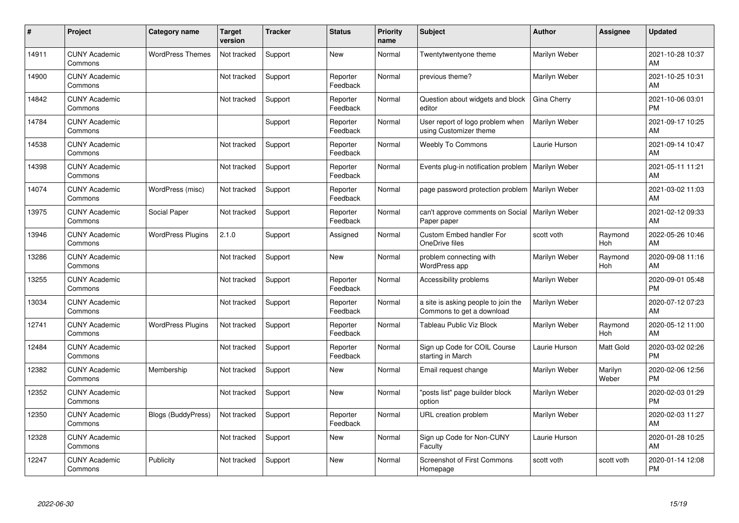| # | Project | Category name | Target version | Tracker | Status | Priority name | Subject | Author | Assignee | Updated |
|---|---|---|---|---|---|---|---|---|---|---|
| 14911 | CUNY Academic Commons | WordPress Themes | Not tracked | Support | New | Normal | Twentytwentyone theme | Marilyn Weber | | 2021-10-28 10:37 AM |
| 14900 | CUNY Academic Commons | | Not tracked | Support | Reporter Feedback | Normal | previous theme? | Marilyn Weber | | 2021-10-25 10:31 AM |
| 14842 | CUNY Academic Commons | | Not tracked | Support | Reporter Feedback | Normal | Question about widgets and block editor | Gina Cherry | | 2021-10-06 03:01 PM |
| 14784 | CUNY Academic Commons | | | Support | Reporter Feedback | Normal | User report of logo problem when using Customizer theme | Marilyn Weber | | 2021-09-17 10:25 AM |
| 14538 | CUNY Academic Commons | | Not tracked | Support | Reporter Feedback | Normal | Weebly To Commons | Laurie Hurson | | 2021-09-14 10:47 AM |
| 14398 | CUNY Academic Commons | | Not tracked | Support | Reporter Feedback | Normal | Events plug-in notification problem | Marilyn Weber | | 2021-05-11 11:21 AM |
| 14074 | CUNY Academic Commons | WordPress (misc) | Not tracked | Support | Reporter Feedback | Normal | page password protection problem | Marilyn Weber | | 2021-03-02 11:03 AM |
| 13975 | CUNY Academic Commons | Social Paper | Not tracked | Support | Reporter Feedback | Normal | can't approve comments on Social Paper paper | Marilyn Weber | | 2021-02-12 09:33 AM |
| 13946 | CUNY Academic Commons | WordPress Plugins | 2.1.0 | Support | Assigned | Normal | Custom Embed handler For OneDrive files | scott voth | Raymond Hoh | 2022-05-26 10:46 AM |
| 13286 | CUNY Academic Commons | | Not tracked | Support | New | Normal | problem connecting with WordPress app | Marilyn Weber | Raymond Hoh | 2020-09-08 11:16 AM |
| 13255 | CUNY Academic Commons | | Not tracked | Support | Reporter Feedback | Normal | Accessibility problems | Marilyn Weber | | 2020-09-01 05:48 PM |
| 13034 | CUNY Academic Commons | | Not tracked | Support | Reporter Feedback | Normal | a site is asking people to join the Commons to get a download | Marilyn Weber | | 2020-07-12 07:23 AM |
| 12741 | CUNY Academic Commons | WordPress Plugins | Not tracked | Support | Reporter Feedback | Normal | Tableau Public Viz Block | Marilyn Weber | Raymond Hoh | 2020-05-12 11:00 AM |
| 12484 | CUNY Academic Commons | | Not tracked | Support | Reporter Feedback | Normal | Sign up Code for COIL Course starting in March | Laurie Hurson | Matt Gold | 2020-03-02 02:26 PM |
| 12382 | CUNY Academic Commons | Membership | Not tracked | Support | New | Normal | Email request change | Marilyn Weber | Marilyn Weber | 2020-02-06 12:56 PM |
| 12352 | CUNY Academic Commons | | Not tracked | Support | New | Normal | "posts list" page builder block option | Marilyn Weber | | 2020-02-03 01:29 PM |
| 12350 | CUNY Academic Commons | Blogs (BuddyPress) | Not tracked | Support | Reporter Feedback | Normal | URL creation problem | Marilyn Weber | | 2020-02-03 11:27 AM |
| 12328 | CUNY Academic Commons | | Not tracked | Support | New | Normal | Sign up Code for Non-CUNY Faculty | Laurie Hurson | | 2020-01-28 10:25 AM |
| 12247 | CUNY Academic Commons | Publicity | Not tracked | Support | New | Normal | Screenshot of First Commons Homepage | scott voth | scott voth | 2020-01-14 12:08 PM |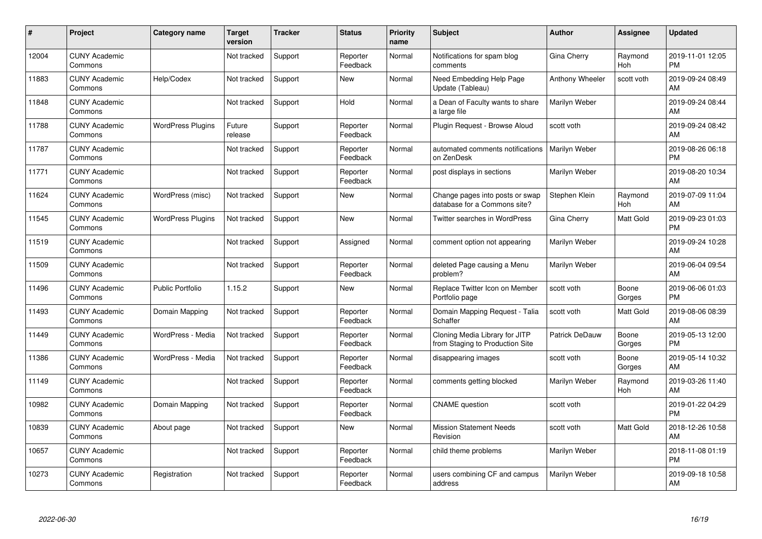| # | Project | Category name | Target version | Tracker | Status | Priority name | Subject | Author | Assignee | Updated |
|---|---|---|---|---|---|---|---|---|---|---|
| 12004 | CUNY Academic Commons | | Not tracked | Support | Reporter Feedback | Normal | Notifications for spam blog comments | Gina Cherry | Raymond Hoh | 2019-11-01 12:05 PM |
| 11883 | CUNY Academic Commons | Help/Codex | Not tracked | Support | New | Normal | Need Embedding Help Page Update (Tableau) | Anthony Wheeler | scott voth | 2019-09-24 08:49 AM |
| 11848 | CUNY Academic Commons | | Not tracked | Support | Hold | Normal | a Dean of Faculty wants to share a large file | Marilyn Weber | | 2019-09-24 08:44 AM |
| 11788 | CUNY Academic Commons | WordPress Plugins | Future release | Support | Reporter Feedback | Normal | Plugin Request - Browse Aloud | scott voth | | 2019-09-24 08:42 AM |
| 11787 | CUNY Academic Commons | | Not tracked | Support | Reporter Feedback | Normal | automated comments notifications on ZenDesk | Marilyn Weber | | 2019-08-26 06:18 PM |
| 11771 | CUNY Academic Commons | | Not tracked | Support | Reporter Feedback | Normal | post displays in sections | Marilyn Weber | | 2019-08-20 10:34 AM |
| 11624 | CUNY Academic Commons | WordPress (misc) | Not tracked | Support | New | Normal | Change pages into posts or swap database for a Commons site? | Stephen Klein | Raymond Hoh | 2019-07-09 11:04 AM |
| 11545 | CUNY Academic Commons | WordPress Plugins | Not tracked | Support | New | Normal | Twitter searches in WordPress | Gina Cherry | Matt Gold | 2019-09-23 01:03 PM |
| 11519 | CUNY Academic Commons | | Not tracked | Support | Assigned | Normal | comment option not appearing | Marilyn Weber | | 2019-09-24 10:28 AM |
| 11509 | CUNY Academic Commons | | Not tracked | Support | Reporter Feedback | Normal | deleted Page causing a Menu problem? | Marilyn Weber | | 2019-06-04 09:54 AM |
| 11496 | CUNY Academic Commons | Public Portfolio | 1.15.2 | Support | New | Normal | Replace Twitter Icon on Member Portfolio page | scott voth | Boone Gorges | 2019-06-06 01:03 PM |
| 11493 | CUNY Academic Commons | Domain Mapping | Not tracked | Support | Reporter Feedback | Normal | Domain Mapping Request - Talia Schaffer | scott voth | Matt Gold | 2019-08-06 08:39 AM |
| 11449 | CUNY Academic Commons | WordPress - Media | Not tracked | Support | Reporter Feedback | Normal | Cloning Media Library for JITP from Staging to Production Site | Patrick DeDauw | Boone Gorges | 2019-05-13 12:00 PM |
| 11386 | CUNY Academic Commons | WordPress - Media | Not tracked | Support | Reporter Feedback | Normal | disappearing images | scott voth | Boone Gorges | 2019-05-14 10:32 AM |
| 11149 | CUNY Academic Commons | | Not tracked | Support | Reporter Feedback | Normal | comments getting blocked | Marilyn Weber | Raymond Hoh | 2019-03-26 11:40 AM |
| 10982 | CUNY Academic Commons | Domain Mapping | Not tracked | Support | Reporter Feedback | Normal | CNAME question | scott voth | | 2019-01-22 04:29 PM |
| 10839 | CUNY Academic Commons | About page | Not tracked | Support | New | Normal | Mission Statement Needs Revision | scott voth | Matt Gold | 2018-12-26 10:58 AM |
| 10657 | CUNY Academic Commons | | Not tracked | Support | Reporter Feedback | Normal | child theme problems | Marilyn Weber | | 2018-11-08 01:19 PM |
| 10273 | CUNY Academic Commons | Registration | Not tracked | Support | Reporter Feedback | Normal | users combining CF and campus address | Marilyn Weber | | 2019-09-18 10:58 AM |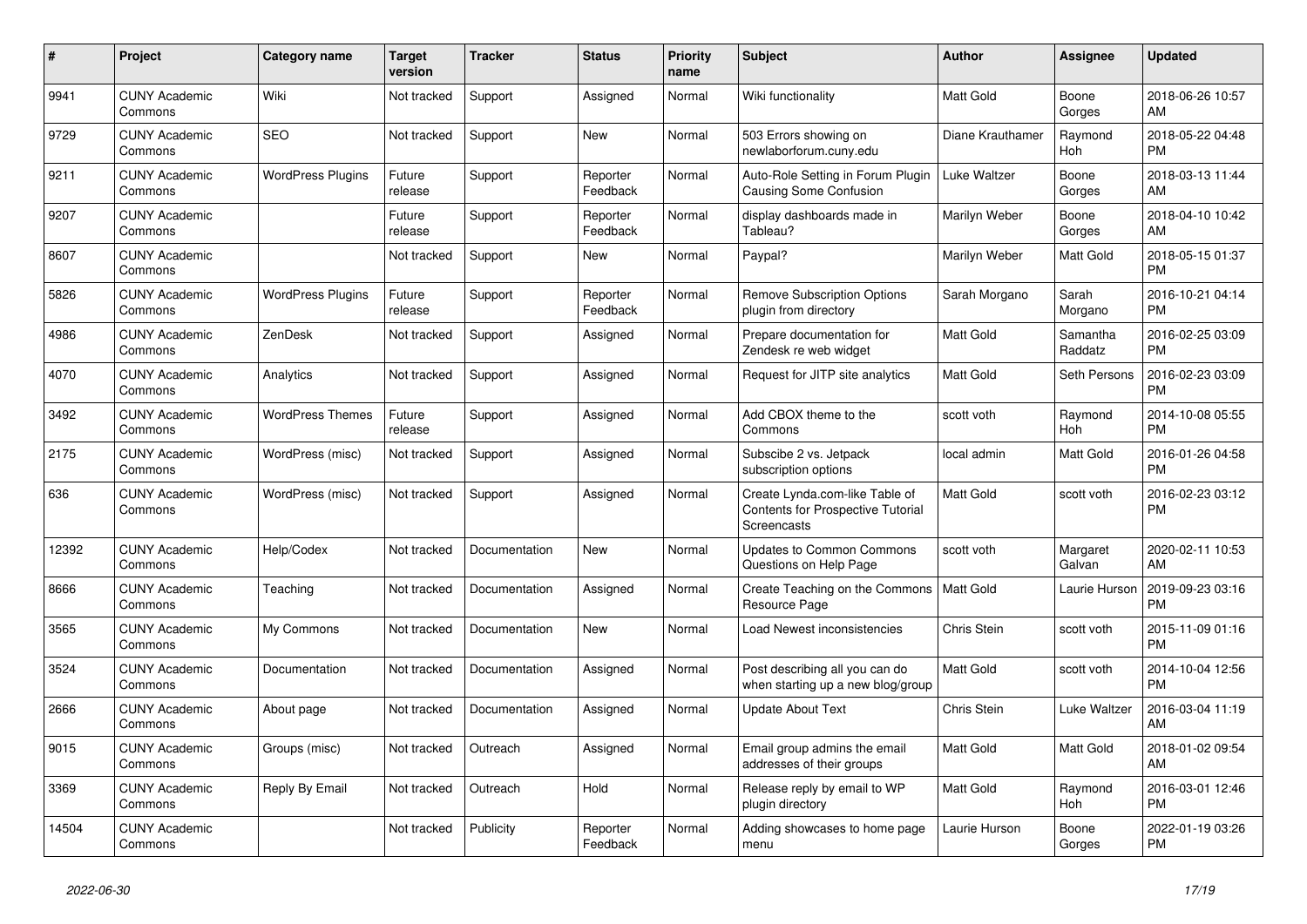| # | Project | Category name | Target version | Tracker | Status | Priority name | Subject | Author | Assignee | Updated |
|---|---|---|---|---|---|---|---|---|---|---|
| 9941 | CUNY Academic Commons | Wiki | Not tracked | Support | Assigned | Normal | Wiki functionality | Matt Gold | Boone Gorges | 2018-06-26 10:57 AM |
| 9729 | CUNY Academic Commons | SEO | Not tracked | Support | New | Normal | 503 Errors showing on newlaborforum.cuny.edu | Diane Krauthamer | Raymond Hoh | 2018-05-22 04:48 PM |
| 9211 | CUNY Academic Commons | WordPress Plugins | Future release | Support | Reporter Feedback | Normal | Auto-Role Setting in Forum Plugin Causing Some Confusion | Luke Waltzer | Boone Gorges | 2018-03-13 11:44 AM |
| 9207 | CUNY Academic Commons | | Future release | Support | Reporter Feedback | Normal | display dashboards made in Tableau? | Marilyn Weber | Boone Gorges | 2018-04-10 10:42 AM |
| 8607 | CUNY Academic Commons | | Not tracked | Support | New | Normal | Paypal? | Marilyn Weber | Matt Gold | 2018-05-15 01:37 PM |
| 5826 | CUNY Academic Commons | WordPress Plugins | Future release | Support | Reporter Feedback | Normal | Remove Subscription Options plugin from directory | Sarah Morgano | Sarah Morgano | 2016-10-21 04:14 PM |
| 4986 | CUNY Academic Commons | ZenDesk | Not tracked | Support | Assigned | Normal | Prepare documentation for Zendesk re web widget | Matt Gold | Samantha Raddatz | 2016-02-25 03:09 PM |
| 4070 | CUNY Academic Commons | Analytics | Not tracked | Support | Assigned | Normal | Request for JITP site analytics | Matt Gold | Seth Persons | 2016-02-23 03:09 PM |
| 3492 | CUNY Academic Commons | WordPress Themes | Future release | Support | Assigned | Normal | Add CBOX theme to the Commons | scott voth | Raymond Hoh | 2014-10-08 05:55 PM |
| 2175 | CUNY Academic Commons | WordPress (misc) | Not tracked | Support | Assigned | Normal | Subscibe 2 vs. Jetpack subscription options | local admin | Matt Gold | 2016-01-26 04:58 PM |
| 636 | CUNY Academic Commons | WordPress (misc) | Not tracked | Support | Assigned | Normal | Create Lynda.com-like Table of Contents for Prospective Tutorial Screencasts | Matt Gold | scott voth | 2016-02-23 03:12 PM |
| 12392 | CUNY Academic Commons | Help/Codex | Not tracked | Documentation | New | Normal | Updates to Common Commons Questions on Help Page | scott voth | Margaret Galvan | 2020-02-11 10:53 AM |
| 8666 | CUNY Academic Commons | Teaching | Not tracked | Documentation | Assigned | Normal | Create Teaching on the Commons Resource Page | Matt Gold | Laurie Hurson | 2019-09-23 03:16 PM |
| 3565 | CUNY Academic Commons | My Commons | Not tracked | Documentation | New | Normal | Load Newest inconsistencies | Chris Stein | scott voth | 2015-11-09 01:16 PM |
| 3524 | CUNY Academic Commons | Documentation | Not tracked | Documentation | Assigned | Normal | Post describing all you can do when starting up a new blog/group | Matt Gold | scott voth | 2014-10-04 12:56 PM |
| 2666 | CUNY Academic Commons | About page | Not tracked | Documentation | Assigned | Normal | Update About Text | Chris Stein | Luke Waltzer | 2016-03-04 11:19 AM |
| 9015 | CUNY Academic Commons | Groups (misc) | Not tracked | Outreach | Assigned | Normal | Email group admins the email addresses of their groups | Matt Gold | Matt Gold | 2018-01-02 09:54 AM |
| 3369 | CUNY Academic Commons | Reply By Email | Not tracked | Outreach | Hold | Normal | Release reply by email to WP plugin directory | Matt Gold | Raymond Hoh | 2016-03-01 12:46 PM |
| 14504 | CUNY Academic Commons | | Not tracked | Publicity | Reporter Feedback | Normal | Adding showcases to home page menu | Laurie Hurson | Boone Gorges | 2022-01-19 03:26 PM |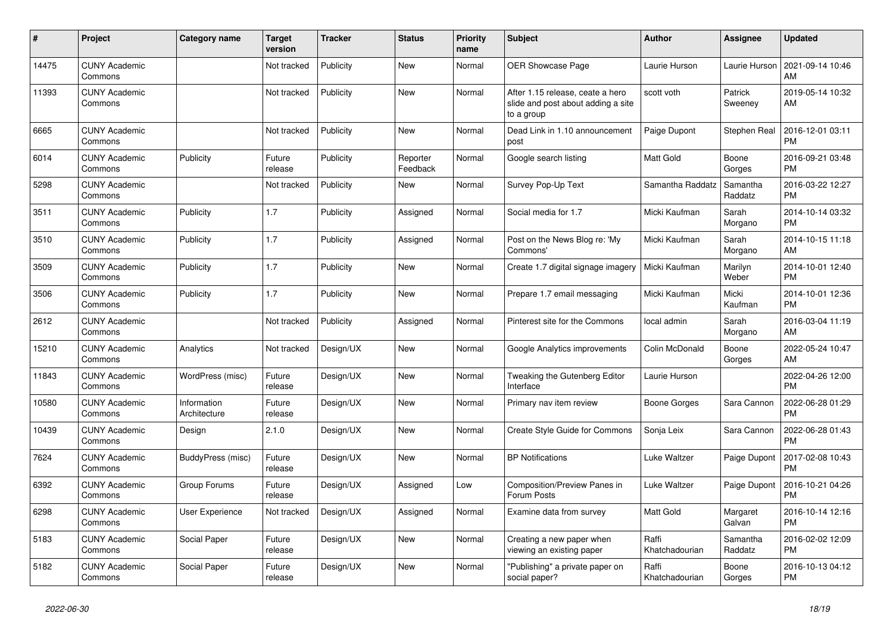| # | Project | Category name | Target version | Tracker | Status | Priority name | Subject | Author | Assignee | Updated |
|---|---|---|---|---|---|---|---|---|---|---|
| 14475 | CUNY Academic Commons | | Not tracked | Publicity | New | Normal | OER Showcase Page | Laurie Hurson | Laurie Hurson | 2021-09-14 10:46 AM |
| 11393 | CUNY Academic Commons | | Not tracked | Publicity | New | Normal | After 1.15 release, ceate a hero slide and post about adding a site to a group | scott voth | Patrick Sweeney | 2019-05-14 10:32 AM |
| 6665 | CUNY Academic Commons | | Not tracked | Publicity | New | Normal | Dead Link in 1.10 announcement post | Paige Dupont | Stephen Real | 2016-12-01 03:11 PM |
| 6014 | CUNY Academic Commons | Publicity | Future release | Publicity | Reporter Feedback | Normal | Google search listing | Matt Gold | Boone Gorges | 2016-09-21 03:48 PM |
| 5298 | CUNY Academic Commons | | Not tracked | Publicity | New | Normal | Survey Pop-Up Text | Samantha Raddatz | Samantha Raddatz | 2016-03-22 12:27 PM |
| 3511 | CUNY Academic Commons | Publicity | 1.7 | Publicity | Assigned | Normal | Social media for 1.7 | Micki Kaufman | Sarah Morgano | 2014-10-14 03:32 PM |
| 3510 | CUNY Academic Commons | Publicity | 1.7 | Publicity | Assigned | Normal | Post on the News Blog re: 'My Commons' | Micki Kaufman | Sarah Morgano | 2014-10-15 11:18 AM |
| 3509 | CUNY Academic Commons | Publicity | 1.7 | Publicity | New | Normal | Create 1.7 digital signage imagery | Micki Kaufman | Marilyn Weber | 2014-10-01 12:40 PM |
| 3506 | CUNY Academic Commons | Publicity | 1.7 | Publicity | New | Normal | Prepare 1.7 email messaging | Micki Kaufman | Micki Kaufman | 2014-10-01 12:36 PM |
| 2612 | CUNY Academic Commons | | Not tracked | Publicity | Assigned | Normal | Pinterest site for the Commons | local admin | Sarah Morgano | 2016-03-04 11:19 AM |
| 15210 | CUNY Academic Commons | Analytics | Not tracked | Design/UX | New | Normal | Google Analytics improvements | Colin McDonald | Boone Gorges | 2022-05-24 10:47 AM |
| 11843 | CUNY Academic Commons | WordPress (misc) | Future release | Design/UX | New | Normal | Tweaking the Gutenberg Editor Interface | Laurie Hurson | | 2022-04-26 12:00 PM |
| 10580 | CUNY Academic Commons | Information Architecture | Future release | Design/UX | New | Normal | Primary nav item review | Boone Gorges | Sara Cannon | 2022-06-28 01:29 PM |
| 10439 | CUNY Academic Commons | Design | 2.1.0 | Design/UX | New | Normal | Create Style Guide for Commons | Sonja Leix | Sara Cannon | 2022-06-28 01:43 PM |
| 7624 | CUNY Academic Commons | BuddyPress (misc) | Future release | Design/UX | New | Normal | BP Notifications | Luke Waltzer | Paige Dupont | 2017-02-08 10:43 PM |
| 6392 | CUNY Academic Commons | Group Forums | Future release | Design/UX | Assigned | Low | Composition/Preview Panes in Forum Posts | Luke Waltzer | Paige Dupont | 2016-10-21 04:26 PM |
| 6298 | CUNY Academic Commons | User Experience | Not tracked | Design/UX | Assigned | Normal | Examine data from survey | Matt Gold | Margaret Galvan | 2016-10-14 12:16 PM |
| 5183 | CUNY Academic Commons | Social Paper | Future release | Design/UX | New | Normal | Creating a new paper when viewing an existing paper | Raffi Khatchadourian | Samantha Raddatz | 2016-02-02 12:09 PM |
| 5182 | CUNY Academic Commons | Social Paper | Future release | Design/UX | New | Normal | "Publishing" a private paper on social paper? | Raffi Khatchadourian | Boone Gorges | 2016-10-13 04:12 PM |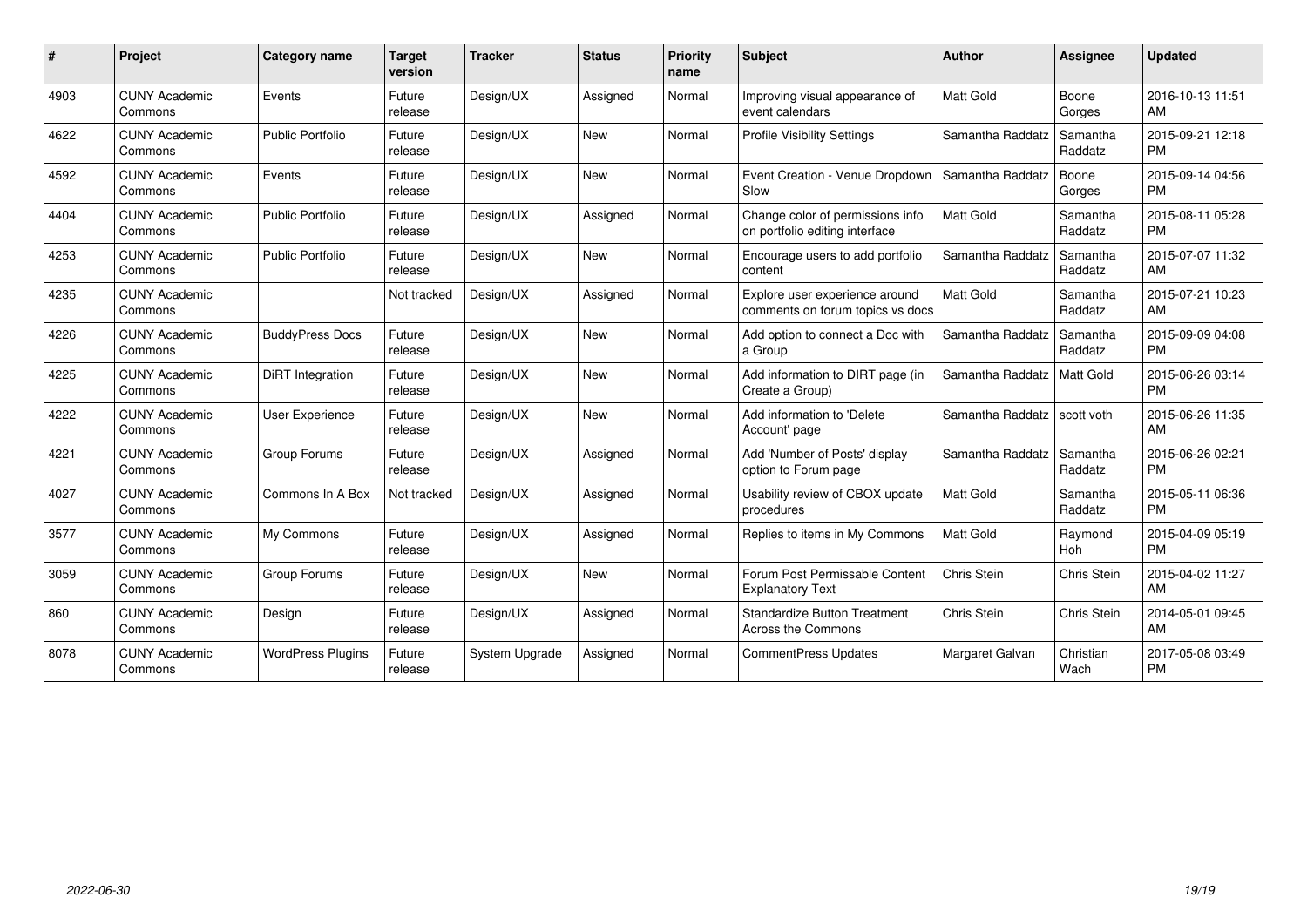| # | Project | Category name | Target version | Tracker | Status | Priority name | Subject | Author | Assignee | Updated |
|---|---|---|---|---|---|---|---|---|---|---|
| 4903 | CUNY Academic Commons | Events | Future release | Design/UX | Assigned | Normal | Improving visual appearance of event calendars | Matt Gold | Boone Gorges | 2016-10-13 11:51 AM |
| 4622 | CUNY Academic Commons | Public Portfolio | Future release | Design/UX | New | Normal | Profile Visibility Settings | Samantha Raddatz | Samantha Raddatz | 2015-09-21 12:18 PM |
| 4592 | CUNY Academic Commons | Events | Future release | Design/UX | New | Normal | Event Creation - Venue Dropdown Slow | Samantha Raddatz | Boone Gorges | 2015-09-14 04:56 PM |
| 4404 | CUNY Academic Commons | Public Portfolio | Future release | Design/UX | Assigned | Normal | Change color of permissions info on portfolio editing interface | Matt Gold | Samantha Raddatz | 2015-08-11 05:28 PM |
| 4253 | CUNY Academic Commons | Public Portfolio | Future release | Design/UX | New | Normal | Encourage users to add portfolio content | Samantha Raddatz | Samantha Raddatz | 2015-07-07 11:32 AM |
| 4235 | CUNY Academic Commons | | Not tracked | Design/UX | Assigned | Normal | Explore user experience around comments on forum topics vs docs | Matt Gold | Samantha Raddatz | 2015-07-21 10:23 AM |
| 4226 | CUNY Academic Commons | BuddyPress Docs | Future release | Design/UX | New | Normal | Add option to connect a Doc with a Group | Samantha Raddatz | Samantha Raddatz | 2015-09-09 04:08 PM |
| 4225 | CUNY Academic Commons | DiRT Integration | Future release | Design/UX | New | Normal | Add information to DIRT page (in Create a Group) | Samantha Raddatz | Matt Gold | 2015-06-26 03:14 PM |
| 4222 | CUNY Academic Commons | User Experience | Future release | Design/UX | New | Normal | Add information to 'Delete Account' page | Samantha Raddatz | scott voth | 2015-06-26 11:35 AM |
| 4221 | CUNY Academic Commons | Group Forums | Future release | Design/UX | Assigned | Normal | Add 'Number of Posts' display option to Forum page | Samantha Raddatz | Samantha Raddatz | 2015-06-26 02:21 PM |
| 4027 | CUNY Academic Commons | Commons In A Box | Not tracked | Design/UX | Assigned | Normal | Usability review of CBOX update procedures | Matt Gold | Samantha Raddatz | 2015-05-11 06:36 PM |
| 3577 | CUNY Academic Commons | My Commons | Future release | Design/UX | Assigned | Normal | Replies to items in My Commons | Matt Gold | Raymond Hoh | 2015-04-09 05:19 PM |
| 3059 | CUNY Academic Commons | Group Forums | Future release | Design/UX | New | Normal | Forum Post Permissable Content Explanatory Text | Chris Stein | Chris Stein | 2015-04-02 11:27 AM |
| 860 | CUNY Academic Commons | Design | Future release | Design/UX | Assigned | Normal | Standardize Button Treatment Across the Commons | Chris Stein | Chris Stein | 2014-05-01 09:45 AM |
| 8078 | CUNY Academic Commons | WordPress Plugins | Future release | System Upgrade | Assigned | Normal | CommentPress Updates | Margaret Galvan | Christian Wach | 2017-05-08 03:49 PM |